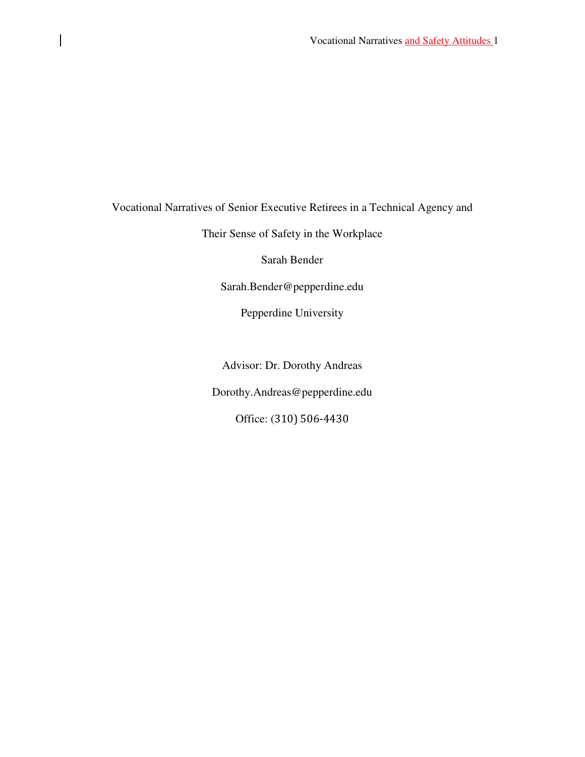# Vocational Narratives of Senior Executive Retirees in a Technical Agency and Their Sense of Safety in the Workplace

Sarah Bender

Sarah.Bender@pepperdine.edu

Pepperdine University

Advisor: Dr. Dorothy Andreas

Dorothy.Andreas@pepperdine.edu

Office: (310) 506-4430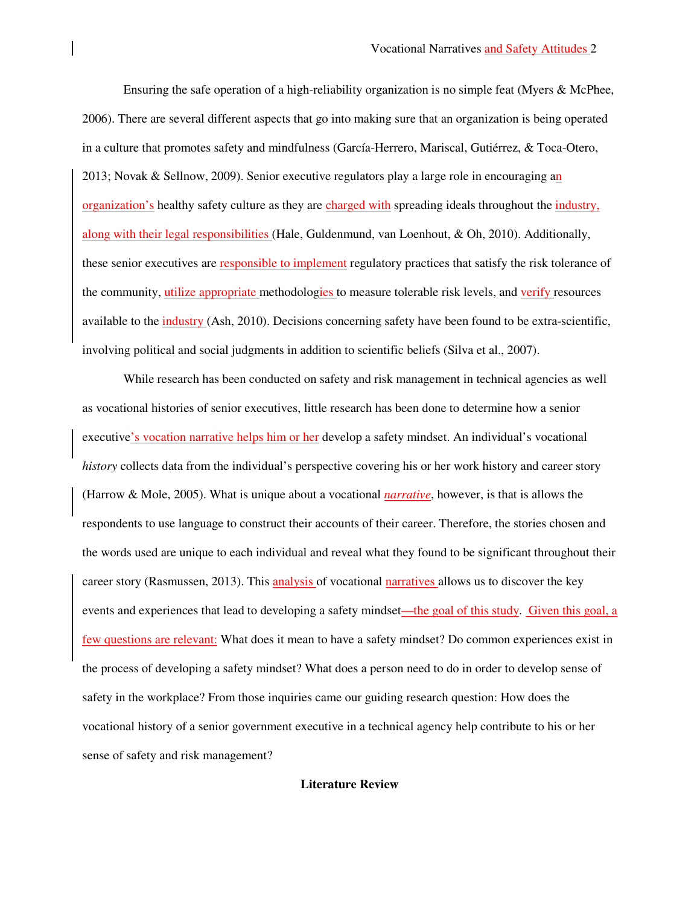Ensuring the safe operation of a high-reliability organization is no simple feat (Myers & McPhee, 2006). There are several different aspects that go into making sure that an organization is being operated in a culture that promotes safety and mindfulness (García-Herrero, Mariscal, Gutiérrez, & Toca-Otero, 2013; Novak & Sellnow, 2009). Senior executive regulators play a large role in encouraging an organization's healthy safety culture as they are charged with spreading ideals throughout the industry, along with their legal responsibilities (Hale, Guldenmund, van Loenhout, & Oh, 2010). Additionally, these senior executives are responsible to implement regulatory practices that satisfy the risk tolerance of the community, utilize appropriate methodologies to measure tolerable risk levels, and verify resources available to the industry (Ash, 2010). Decisions concerning safety have been found to be extra-scientific, involving political and social judgments in addition to scientific beliefs (Silva et al., 2007).

While research has been conducted on safety and risk management in technical agencies as well as vocational histories of senior executives, little research has been done to determine how a senior executive's vocation narrative helps him or her develop a safety mindset. An individual's vocational *history* collects data from the individual's perspective covering his or her work history and career story (Harrow & Mole, 2005). What is unique about a vocational *narrative*, however, is that is allows the respondents to use language to construct their accounts of their career. Therefore, the stories chosen and the words used are unique to each individual and reveal what they found to be significant throughout their career story (Rasmussen, 2013). This analysis of vocational narratives allows us to discover the key events and experiences that lead to developing a safety mindset—the goal of this study. Given this goal, a few questions are relevant: What does it mean to have a safety mindset? Do common experiences exist in the process of developing a safety mindset? What does a person need to do in order to develop sense of safety in the workplace? From those inquiries came our guiding research question: How does the vocational history of a senior government executive in a technical agency help contribute to his or her sense of safety and risk management?

## Literature Review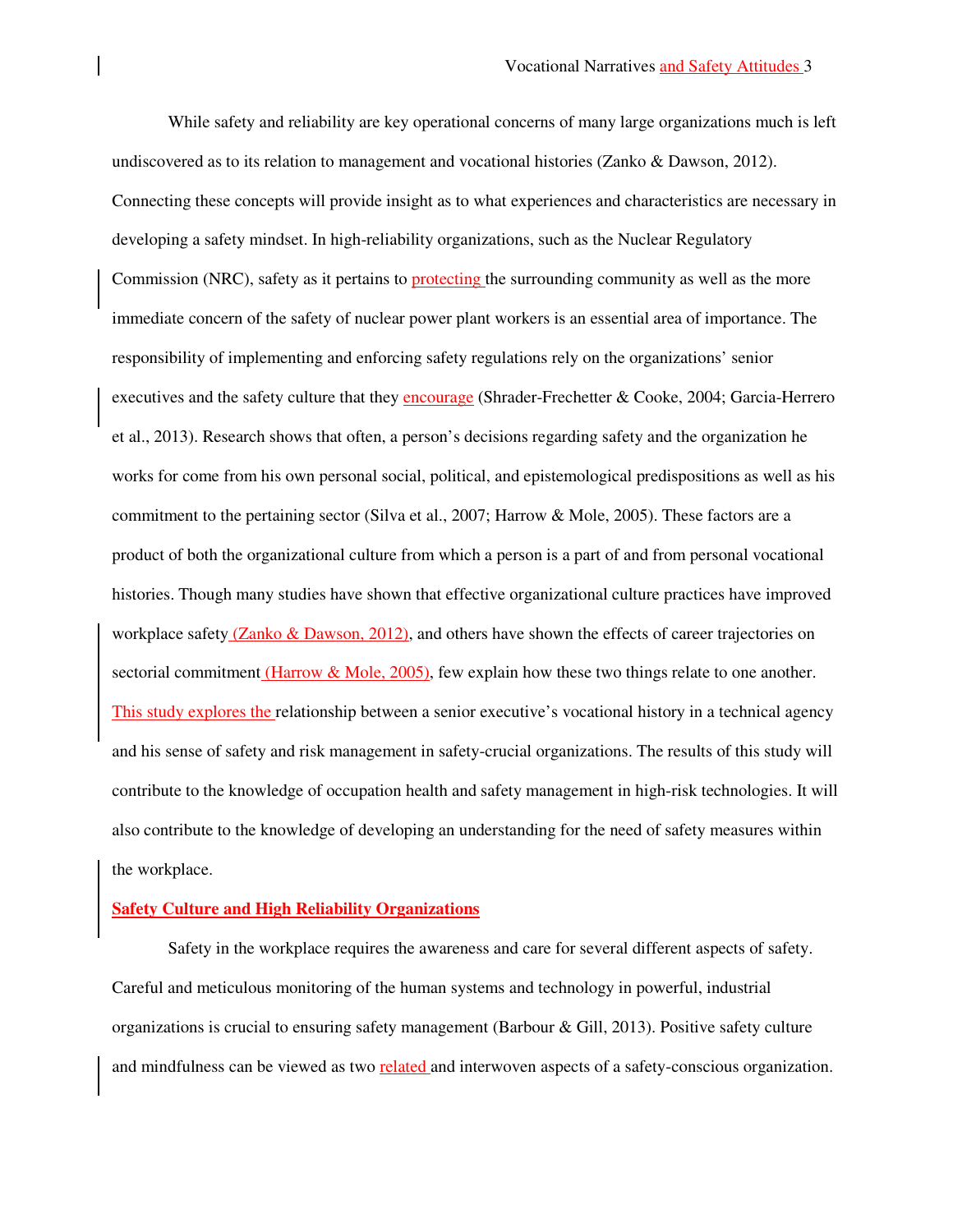While safety and reliability are key operational concerns of many large organizations much is left undiscovered as to its relation to management and vocational histories (Zanko & Dawson, 2012). Connecting these concepts will provide insight as to what experiences and characteristics are necessary in developing a safety mindset. In high-reliability organizations, such as the Nuclear Regulatory Commission (NRC), safety as it pertains to protecting the surrounding community as well as the more immediate concern of the safety of nuclear power plant workers is an essential area of importance. The responsibility of implementing and enforcing safety regulations rely on the organizations' senior executives and the safety culture that they encourage (Shrader-Frechetter & Cooke, 2004; Garcia-Herrero et al., 2013). Research shows that often, a person's decisions regarding safety and the organization he works for come from his own personal social, political, and epistemological predispositions as well as his commitment to the pertaining sector (Silva et al., 2007; Harrow & Mole, 2005). These factors are a product of both the organizational culture from which a person is a part of and from personal vocational histories. Though many studies have shown that effective organizational culture practices have improved workplace safety (Zanko & Dawson, 2012), and others have shown the effects of career trajectories on sectorial commitment (Harrow & Mole, 2005), few explain how these two things relate to one another. This study explores the relationship between a senior executive's vocational history in a technical agency and his sense of safety and risk management in safety-crucial organizations. The results of this study will contribute to the knowledge of occupation health and safety management in high-risk technologies. It will also contribute to the knowledge of developing an understanding for the need of safety measures within the workplace.

**Safety Culture and High Reliability Organizations**

Safety in the workplace requires the awareness and care for several different aspects of safety. Careful and meticulous monitoring of the human systems and technology in powerful, industrial organizations is crucial to ensuring safety management (Barbour & Gill, 2013). Positive safety culture and mindfulness can be viewed as two related and interwoven aspects of a safety-conscious organization.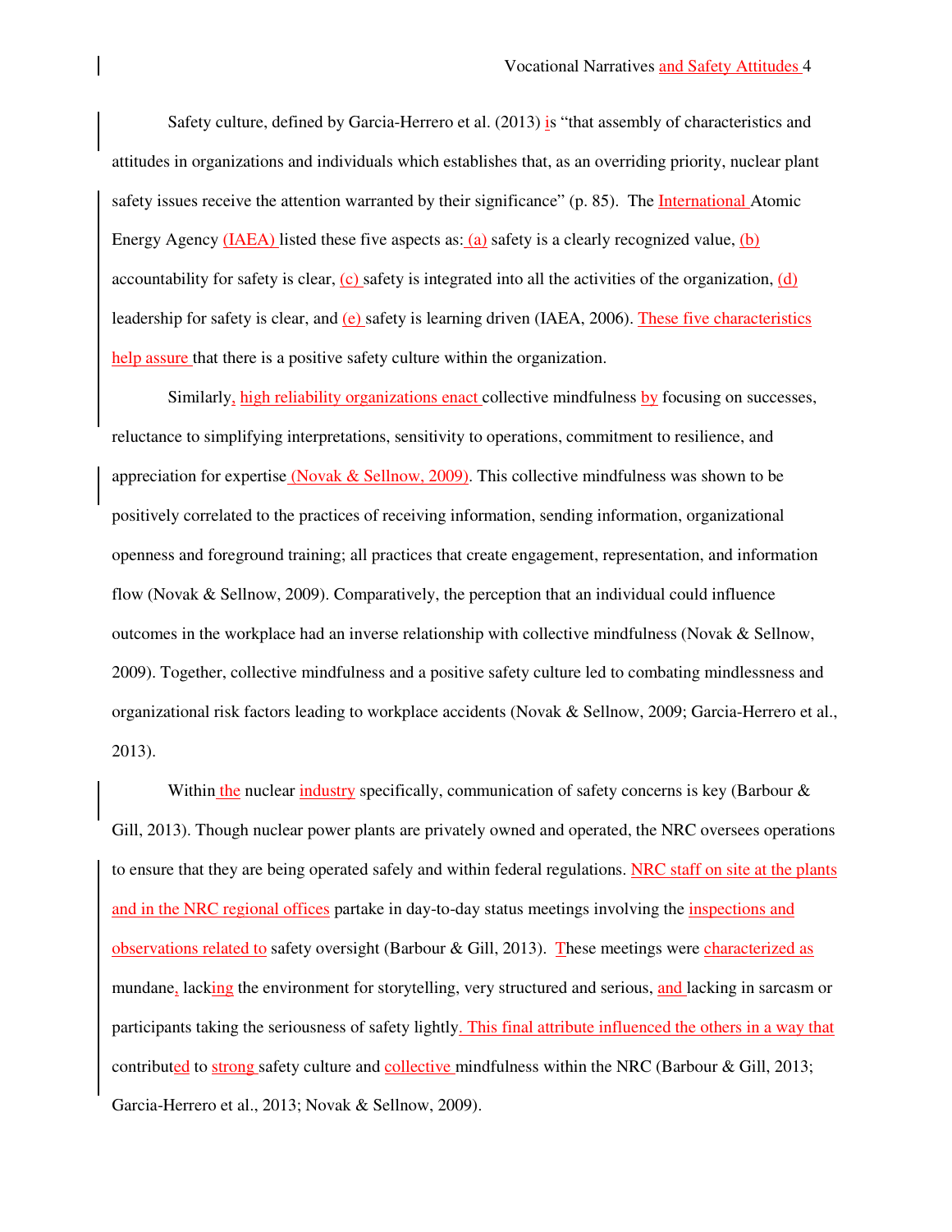Safety culture, defined by Garcia-Herrero et al. (2013) is "that assembly of characteristics and attitudes in organizations and individuals which establishes that, as an overriding priority, nuclear plant safety issues receive the attention warranted by their significance" (p. 85). The International Atomic Energy Agency (IAEA) listed these five aspects as: (a) safety is a clearly recognized value, (b) accountability for safety is clear, (c) safety is integrated into all the activities of the organization, (d) leadership for safety is clear, and (e) safety is learning driven (IAEA, 2006). These five characteristics help assure that there is a positive safety culture within the organization.

Similarly, high reliability organizations enact collective mindfulness by focusing on successes, reluctance to simplifying interpretations, sensitivity to operations, commitment to resilience, and appreciation for expertise (Novak & Sellnow, 2009). This collective mindfulness was shown to be positively correlated to the practices of receiving information, sending information, organizational openness and foreground training; all practices that create engagement, representation, and information flow (Novak & Sellnow, 2009). Comparatively, the perception that an individual could influence outcomes in the workplace had an inverse relationship with collective mindfulness (Novak & Sellnow, 2009). Together, collective mindfulness and a positive safety culture led to combating mindlessness and organizational risk factors leading to workplace accidents (Novak & Sellnow, 2009; Garcia-Herrero et al., 2013).

Within the nuclear industry specifically, communication of safety concerns is key (Barbour & Gill, 2013). Though nuclear power plants are privately owned and operated, the NRC oversees operations to ensure that they are being operated safely and within federal regulations. NRC staff on site at the plants and in the NRC regional offices partake in day-to-day status meetings involving the inspections and observations related to safety oversight (Barbour & Gill, 2013). These meetings were characterized as mundane, lacking the environment for storytelling, very structured and serious, and lacking in sarcasm or participants taking the seriousness of safety lightly. This final attribute influenced the others in a way that contributed to strong safety culture and collective mindfulness within the NRC (Barbour & Gill, 2013; Garcia-Herrero et al., 2013; Novak & Sellnow, 2009).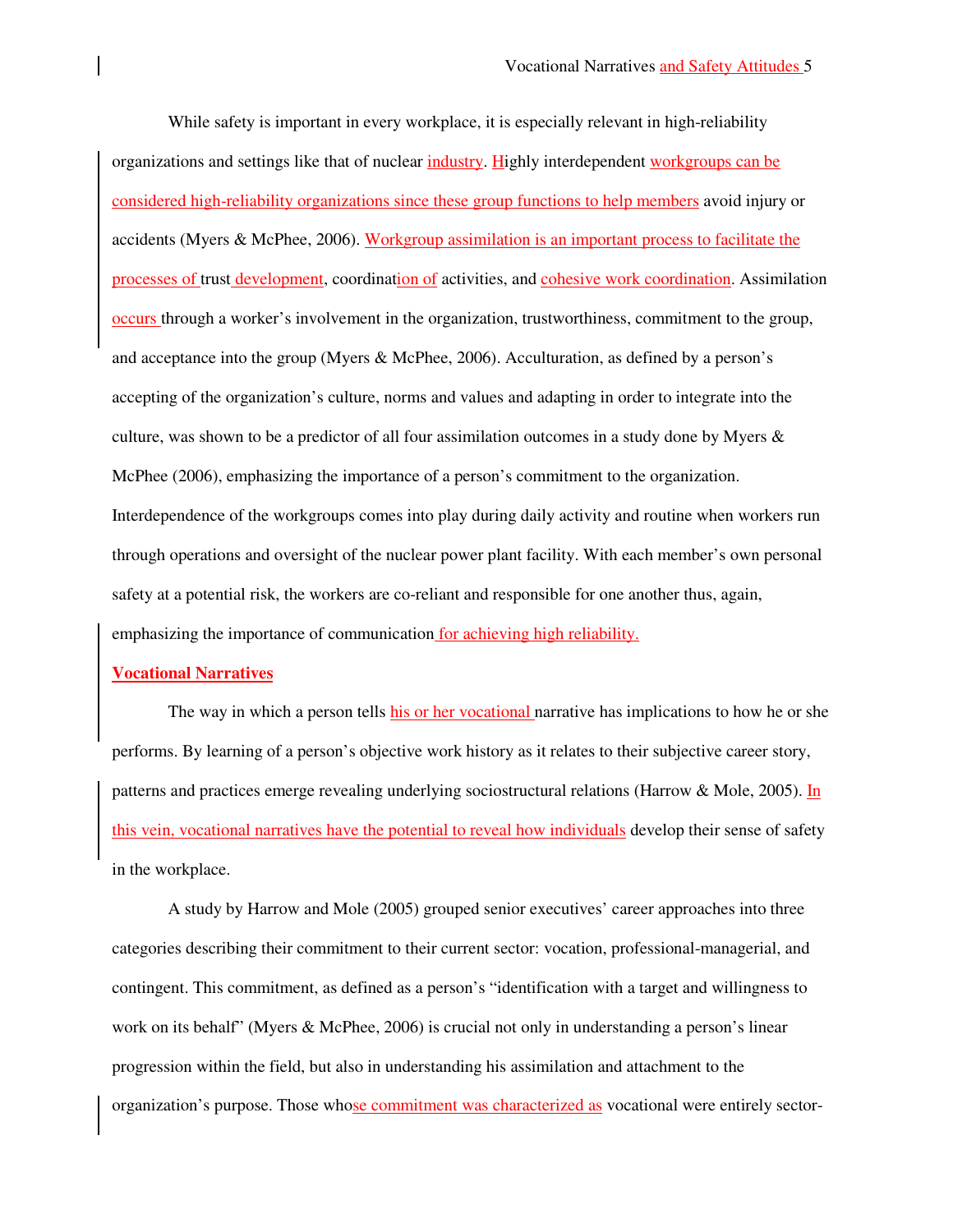While safety is important in every workplace, it is especially relevant in high-reliability organizations and settings like that of nuclear industry. Highly interdependent workgroups can be considered high-reliability organizations since these group functions to help members avoid injury or accidents (Myers & McPhee, 2006). Workgroup assimilation is an important process to facilitate the processes of trust development, coordination of activities, and cohesive work coordination. Assimilation occurs through a worker's involvement in the organization, trustworthiness, commitment to the group, and acceptance into the group (Myers & McPhee, 2006). Acculturation, as defined by a person's accepting of the organization's culture, norms and values and adapting in order to integrate into the culture, was shown to be a predictor of all four assimilation outcomes in a study done by Myers & McPhee (2006), emphasizing the importance of a person's commitment to the organization. Interdependence of the workgroups comes into play during daily activity and routine when workers run through operations and oversight of the nuclear power plant facility. With each member's own personal safety at a potential risk, the workers are co-reliant and responsible for one another thus, again, emphasizing the importance of communication for achieving high reliability.

**Vocational Narratives**

The way in which a person tells his or her vocational narrative has implications to how he or she performs. By learning of a person's objective work history as it relates to their subjective career story, patterns and practices emerge revealing underlying sociostructural relations (Harrow & Mole, 2005). In this vein, vocational narratives have the potential to reveal how individuals develop their sense of safety in the workplace.

A study by Harrow and Mole (2005) grouped senior executives' career approaches into three categories describing their commitment to their current sector: vocation, professional-managerial, and contingent. This commitment, as defined as a person's "identification with a target and willingness to work on its behalf" (Myers & McPhee, 2006) is crucial not only in understanding a person's linear progression within the field, but also in understanding his assimilation and attachment to the organization's purpose. Those whose commitment was characterized as vocational were entirely sector-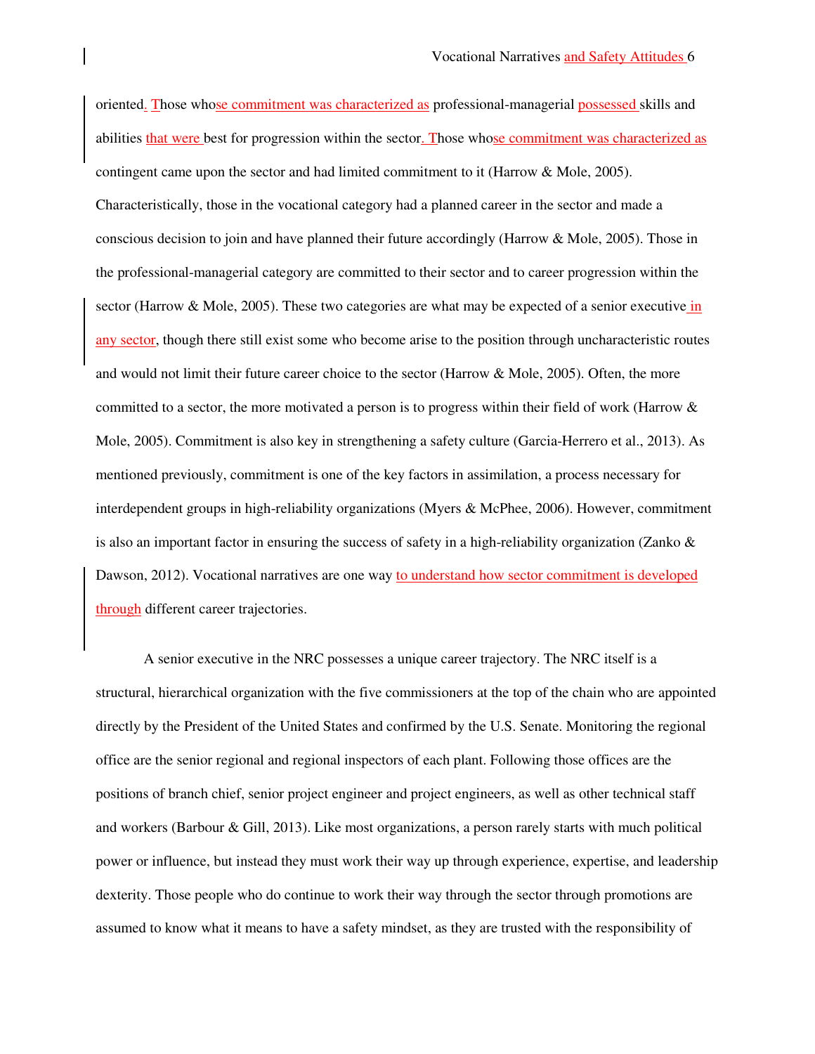oriented. Those whose commitment was characterized as professional-managerial possessed skills and abilities that were best for progression within the sector. Those whose commitment was characterized as contingent came upon the sector and had limited commitment to it (Harrow & Mole, 2005). Characteristically, those in the vocational category had a planned career in the sector and made a conscious decision to join and have planned their future accordingly (Harrow & Mole, 2005). Those in the professional-managerial category are committed to their sector and to career progression within the sector (Harrow & Mole, 2005). These two categories are what may be expected of a senior executive in any sector, though there still exist some who become arise to the position through uncharacteristic routes and would not limit their future career choice to the sector (Harrow & Mole, 2005). Often, the more committed to a sector, the more motivated a person is to progress within their field of work (Harrow & Mole, 2005). Commitment is also key in strengthening a safety culture (Garcia-Herrero et al., 2013). As mentioned previously, commitment is one of the key factors in assimilation, a process necessary for interdependent groups in high-reliability organizations (Myers & McPhee, 2006). However, commitment is also an important factor in ensuring the success of safety in a high-reliability organization (Zanko & Dawson, 2012). Vocational narratives are one way to understand how sector commitment is developed through different career trajectories.

A senior executive in the NRC possesses a unique career trajectory. The NRC itself is a structural, hierarchical organization with the five commissioners at the top of the chain who are appointed directly by the President of the United States and confirmed by the U.S. Senate. Monitoring the regional office are the senior regional and regional inspectors of each plant. Following those offices are the positions of branch chief, senior project engineer and project engineers, as well as other technical staff and workers (Barbour & Gill, 2013). Like most organizations, a person rarely starts with much political power or influence, but instead they must work their way up through experience, expertise, and leadership dexterity. Those people who do continue to work their way through the sector through promotions are assumed to know what it means to have a safety mindset, as they are trusted with the responsibility of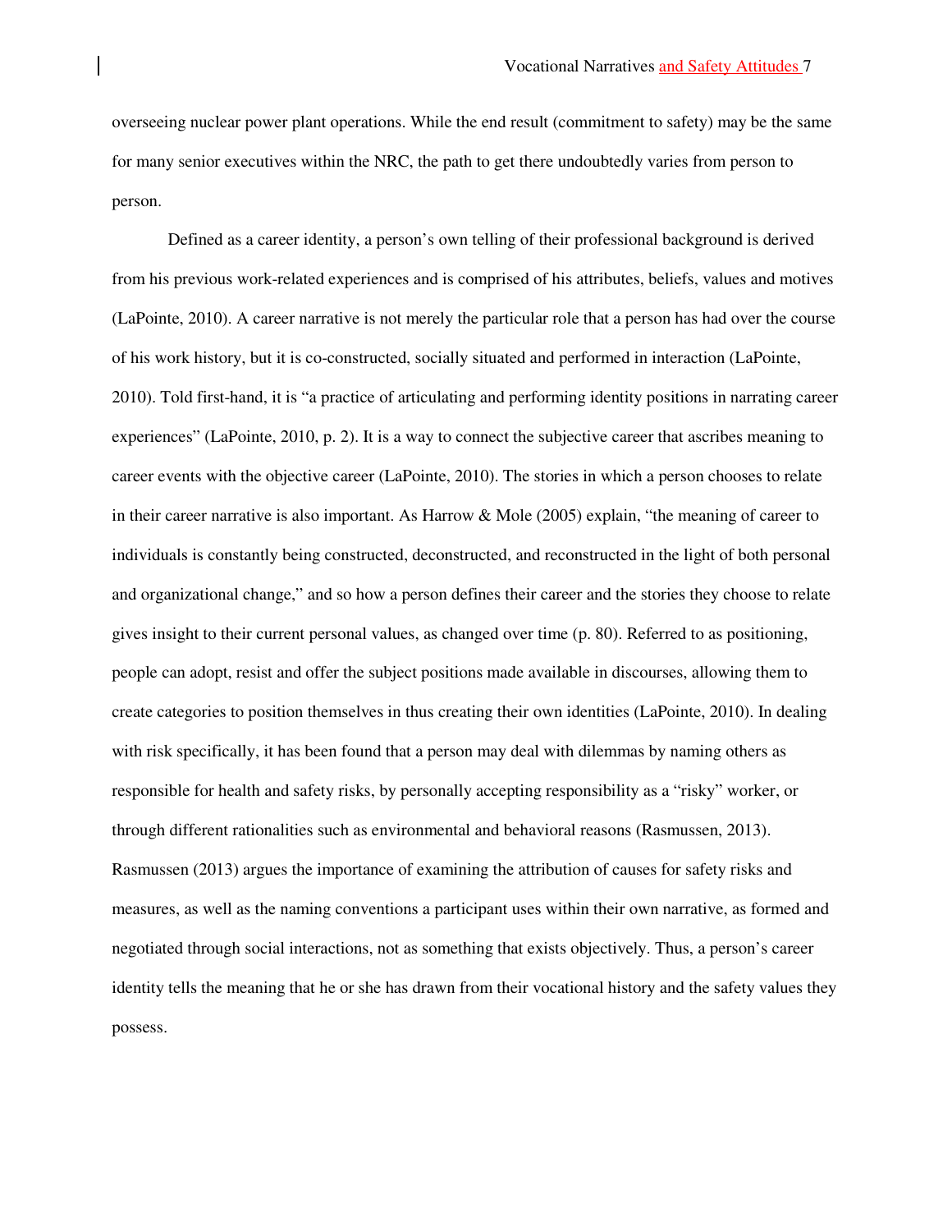overseeing nuclear power plant operations. While the end result (commitment to safety) may be the same for many senior executives within the NRC, the path to get there undoubtedly varies from person to person.

Defined as a career identity, a person's own telling of their professional background is derived from his previous work-related experiences and is comprised of his attributes, beliefs, values and motives (LaPointe, 2010). A career narrative is not merely the particular role that a person has had over the course of his work history, but it is co-constructed, socially situated and performed in interaction (LaPointe, 2010). Told first-hand, it is "a practice of articulating and performing identity positions in narrating career experiences" (LaPointe, 2010, p. 2). It is a way to connect the subjective career that ascribes meaning to career events with the objective career (LaPointe, 2010). The stories in which a person chooses to relate in their career narrative is also important. As Harrow & Mole (2005) explain, "the meaning of career to individuals is constantly being constructed, deconstructed, and reconstructed in the light of both personal and organizational change," and so how a person defines their career and the stories they choose to relate gives insight to their current personal values, as changed over time (p. 80). Referred to as positioning, people can adopt, resist and offer the subject positions made available in discourses, allowing them to create categories to position themselves in thus creating their own identities (LaPointe, 2010). In dealing with risk specifically, it has been found that a person may deal with dilemmas by naming others as responsible for health and safety risks, by personally accepting responsibility as a "risky" worker, or through different rationalities such as environmental and behavioral reasons (Rasmussen, 2013). Rasmussen (2013) argues the importance of examining the attribution of causes for safety risks and measures, as well as the naming conventions a participant uses within their own narrative, as formed and negotiated through social interactions, not as something that exists objectively. Thus, a person's career identity tells the meaning that he or she has drawn from their vocational history and the safety values they possess.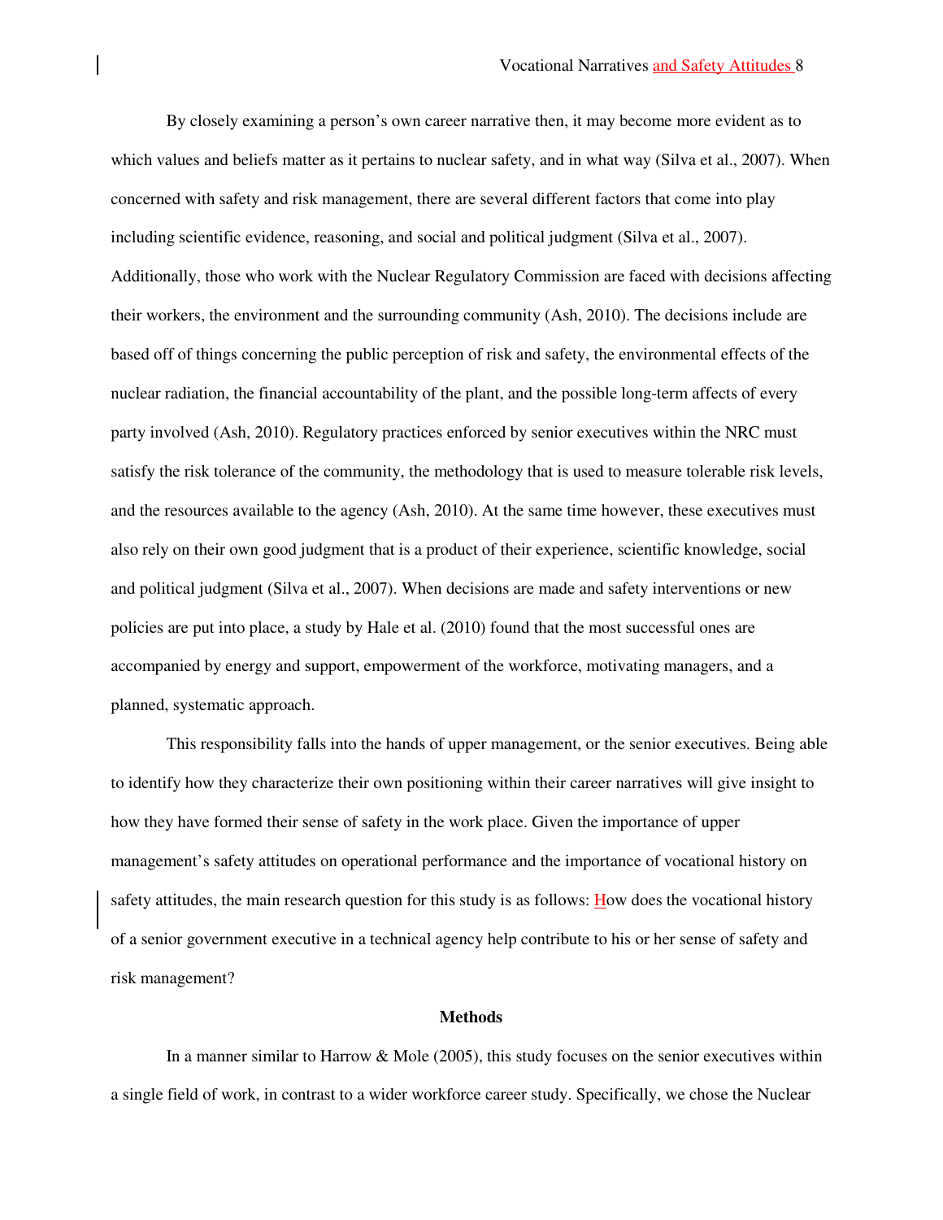By closely examining a person's own career narrative then, it may become more evident as to which values and beliefs matter as it pertains to nuclear safety, and in what way (Silva et al., 2007). When concerned with safety and risk management, there are several different factors that come into play including scientific evidence, reasoning, and social and political judgment (Silva et al., 2007). Additionally, those who work with the Nuclear Regulatory Commission are faced with decisions affecting their workers, the environment and the surrounding community (Ash, 2010). The decisions include are based off of things concerning the public perception of risk and safety, the environmental effects of the nuclear radiation, the financial accountability of the plant, and the possible long-term affects of every party involved (Ash, 2010). Regulatory practices enforced by senior executives within the NRC must satisfy the risk tolerance of the community, the methodology that is used to measure tolerable risk levels, and the resources available to the agency (Ash, 2010). At the same time however, these executives must also rely on their own good judgment that is a product of their experience, scientific knowledge, social and political judgment (Silva et al., 2007). When decisions are made and safety interventions or new policies are put into place, a study by Hale et al. (2010) found that the most successful ones are accompanied by energy and support, empowerment of the workforce, motivating managers, and a planned, systematic approach.

This responsibility falls into the hands of upper management, or the senior executives. Being able to identify how they characterize their own positioning within their career narratives will give insight to how they have formed their sense of safety in the work place. Given the importance of upper management's safety attitudes on operational performance and the importance of vocational history on safety attitudes, the main research question for this study is as follows: How does the vocational history of a senior government executive in a technical agency help contribute to his or her sense of safety and risk management?

## Methods

In a manner similar to Harrow & Mole (2005), this study focuses on the senior executives within a single field of work, in contrast to a wider workforce career study. Specifically, we chose the Nuclear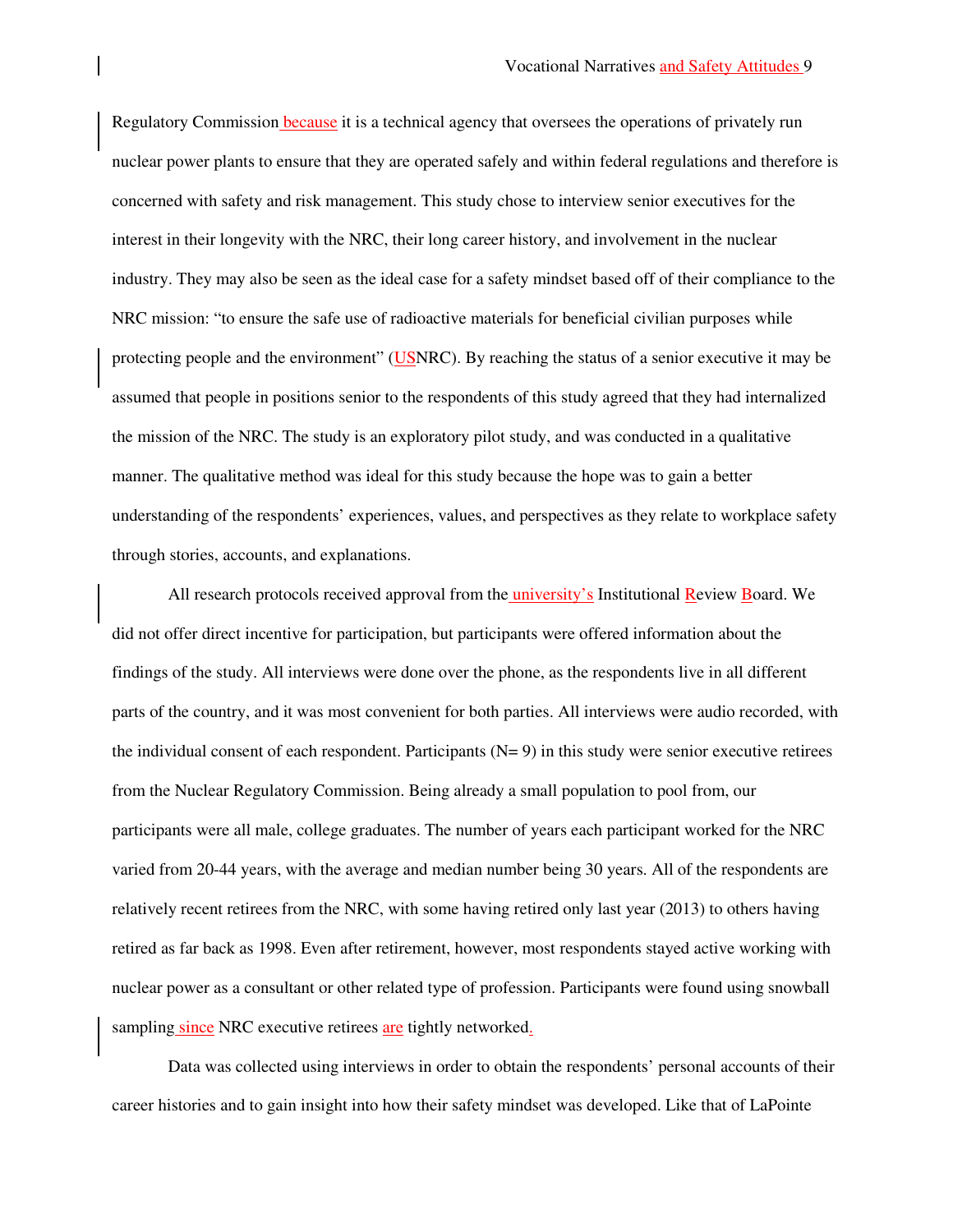Regulatory Commission because it is a technical agency that oversees the operations of privately run nuclear power plants to ensure that they are operated safely and within federal regulations and therefore is concerned with safety and risk management. This study chose to interview senior executives for the interest in their longevity with the NRC, their long career history, and involvement in the nuclear industry. They may also be seen as the ideal case for a safety mindset based off of their compliance to the NRC mission: "to ensure the safe use of radioactive materials for beneficial civilian purposes while protecting people and the environment" (USNRC). By reaching the status of a senior executive it may be assumed that people in positions senior to the respondents of this study agreed that they had internalized the mission of the NRC. The study is an exploratory pilot study, and was conducted in a qualitative manner. The qualitative method was ideal for this study because the hope was to gain a better understanding of the respondents' experiences, values, and perspectives as they relate to workplace safety through stories, accounts, and explanations.

All research protocols received approval from the university's Institutional Review Board. We did not offer direct incentive for participation, but participants were offered information about the findings of the study. All interviews were done over the phone, as the respondents live in all different parts of the country, and it was most convenient for both parties. All interviews were audio recorded, with the individual consent of each respondent. Participants (N= 9) in this study were senior executive retirees from the Nuclear Regulatory Commission. Being already a small population to pool from, our participants were all male, college graduates. The number of years each participant worked for the NRC varied from 20-44 years, with the average and median number being 30 years. All of the respondents are relatively recent retirees from the NRC, with some having retired only last year (2013) to others having retired as far back as 1998. Even after retirement, however, most respondents stayed active working with nuclear power as a consultant or other related type of profession. Participants were found using snowball sampling since NRC executive retirees are tightly networked.

Data was collected using interviews in order to obtain the respondents' personal accounts of their career histories and to gain insight into how their safety mindset was developed. Like that of LaPointe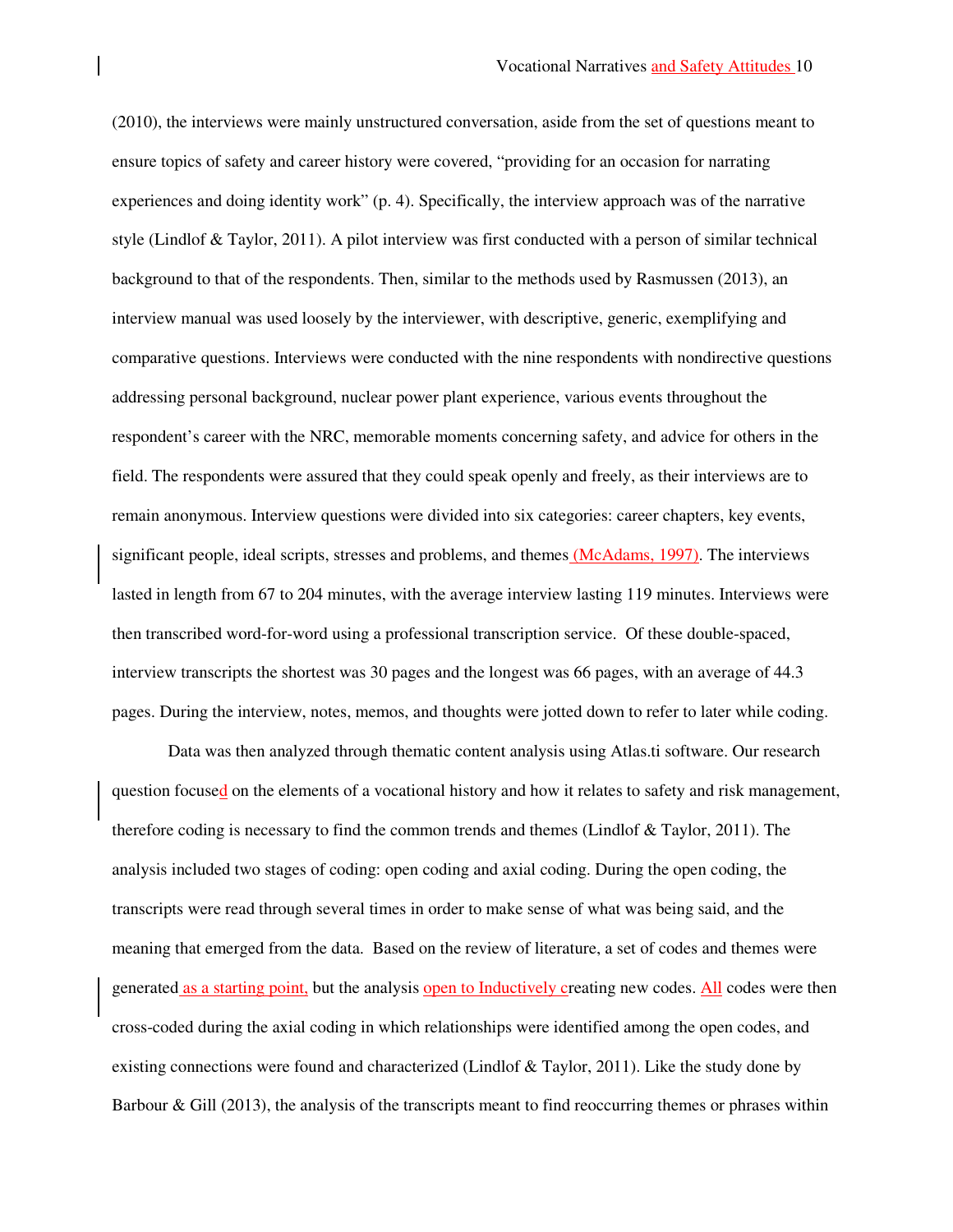(2010), the interviews were mainly unstructured conversation, aside from the set of questions meant to ensure topics of safety and career history were covered, "providing for an occasion for narrating experiences and doing identity work" (p. 4). Specifically, the interview approach was of the narrative style (Lindlof & Taylor, 2011). A pilot interview was first conducted with a person of similar technical background to that of the respondents. Then, similar to the methods used by Rasmussen (2013), an interview manual was used loosely by the interviewer, with descriptive, generic, exemplifying and comparative questions. Interviews were conducted with the nine respondents with nondirective questions addressing personal background, nuclear power plant experience, various events throughout the respondent's career with the NRC, memorable moments concerning safety, and advice for others in the field. The respondents were assured that they could speak openly and freely, as their interviews are to remain anonymous. Interview questions were divided into six categories: career chapters, key events, significant people, ideal scripts, stresses and problems, and themes (McAdams, 1997). The interviews lasted in length from 67 to 204 minutes, with the average interview lasting 119 minutes. Interviews were then transcribed word-for-word using a professional transcription service. Of these double-spaced, interview transcripts the shortest was 30 pages and the longest was 66 pages, with an average of 44.3 pages. During the interview, notes, memos, and thoughts were jotted down to refer to later while coding.

Data was then analyzed through thematic content analysis using Atlas.ti software. Our research question focused on the elements of a vocational history and how it relates to safety and risk management, therefore coding is necessary to find the common trends and themes (Lindlof & Taylor, 2011). The analysis included two stages of coding: open coding and axial coding. During the open coding, the transcripts were read through several times in order to make sense of what was being said, and the meaning that emerged from the data. Based on the review of literature, a set of codes and themes were generated as a starting point, but the analysis open to Inductively creating new codes. All codes were then cross-coded during the axial coding in which relationships were identified among the open codes, and existing connections were found and characterized (Lindlof & Taylor, 2011). Like the study done by Barbour & Gill (2013), the analysis of the transcripts meant to find reoccurring themes or phrases within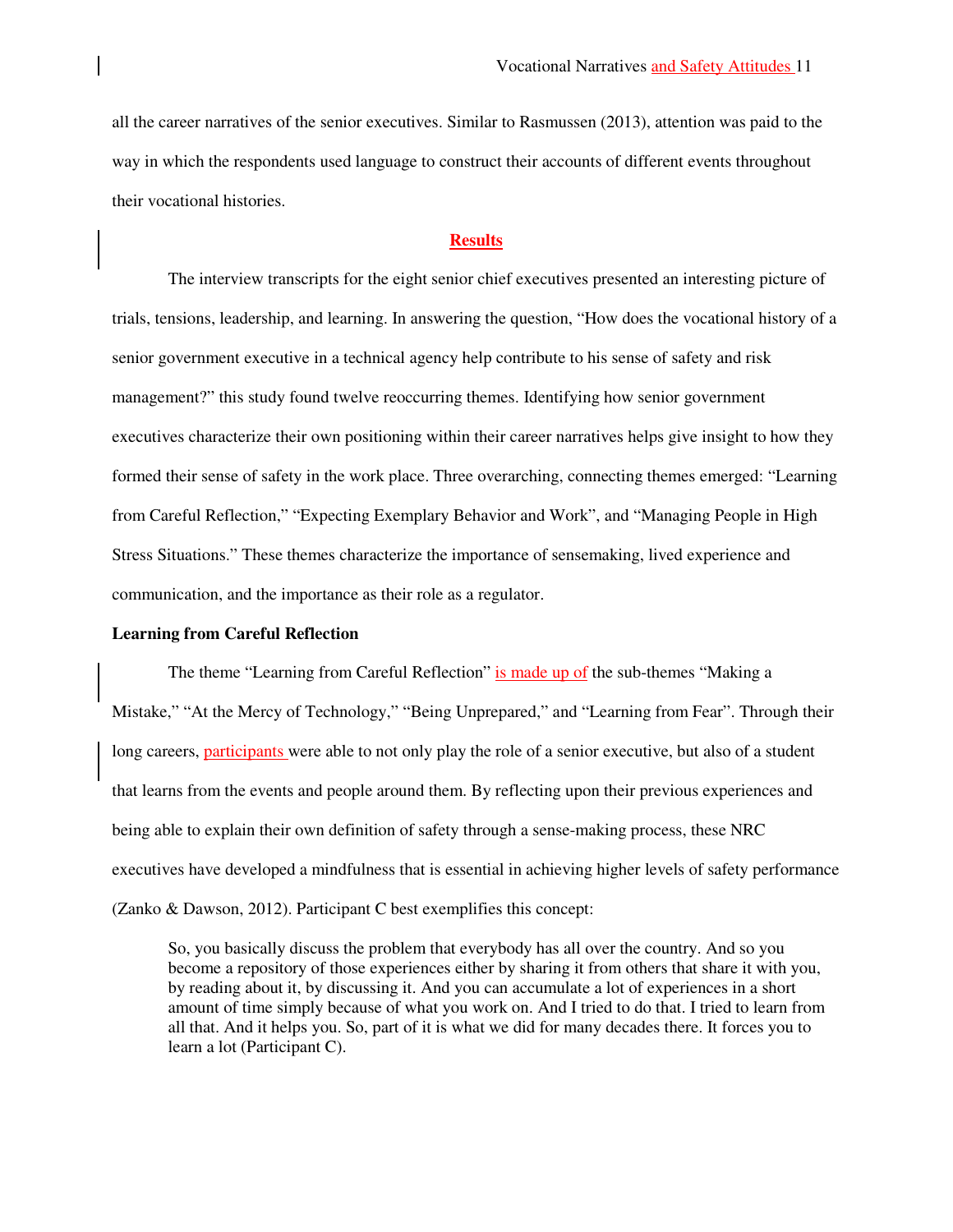all the career narratives of the senior executives. Similar to Rasmussen (2013), attention was paid to the way in which the respondents used language to construct their accounts of different events throughout their vocational histories.

## Results

The interview transcripts for the eight senior chief executives presented an interesting picture of trials, tensions, leadership, and learning. In answering the question, "How does the vocational history of a senior government executive in a technical agency help contribute to his sense of safety and risk management?" this study found twelve reoccurring themes. Identifying how senior government executives characterize their own positioning within their career narratives helps give insight to how they formed their sense of safety in the work place. Three overarching, connecting themes emerged: "Learning from Careful Reflection," "Expecting Exemplary Behavior and Work", and "Managing People in High Stress Situations." These themes characterize the importance of sensemaking, lived experience and communication, and the importance as their role as a regulator.

### Learning from Careful Reflection

The theme "Learning from Careful Reflection" is made up of the sub-themes "Making a Mistake," "At the Mercy of Technology," "Being Unprepared," and "Learning from Fear". Through their long careers, participants were able to not only play the role of a senior executive, but also of a student that learns from the events and people around them. By reflecting upon their previous experiences and being able to explain their own definition of safety through a sense-making process, these NRC executives have developed a mindfulness that is essential in achieving higher levels of safety performance (Zanko & Dawson, 2012). Participant C best exemplifies this concept:

> So, you basically discuss the problem that everybody has all over the country. And so you become a repository of those experiences either by sharing it from others that share it with you, by reading about it, by discussing it. And you can accumulate a lot of experiences in a short amount of time simply because of what you work on. And I tried to do that. I tried to learn from all that. And it helps you. So, part of it is what we did for many decades there. It forces you to learn a lot (Participant C).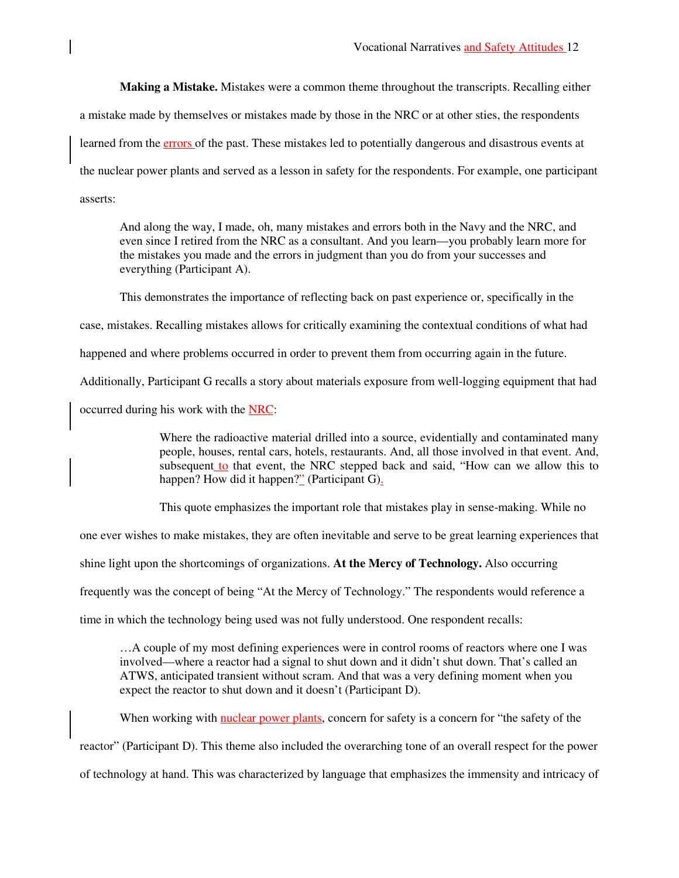**Making a Mistake.** Mistakes were a common theme throughout the transcripts. Recalling either a mistake made by themselves or mistakes made by those in the NRC or at other sties, the respondents learned from the errors of the past. These mistakes led to potentially dangerous and disastrous events at the nuclear power plants and served as a lesson in safety for the respondents. For example, one participant asserts:

> And along the way, I made, oh, many mistakes and errors both in the Navy and the NRC, and even since I retired from the NRC as a consultant. And you learn—you probably learn more for the mistakes you made and the errors in judgment than you do from your successes and everything (Participant A).

This demonstrates the importance of reflecting back on past experience or, specifically in the case, mistakes. Recalling mistakes allows for critically examining the contextual conditions of what had happened and where problems occurred in order to prevent them from occurring again in the future. Additionally, Participant G recalls a story about materials exposure from well-logging equipment that had occurred during his work with the NRC:

> Where the radioactive material drilled into a source, evidentially and contaminated many people, houses, rental cars, hotels, restaurants. And, all those involved in that event. And, subsequent to that event, the NRC stepped back and said, "How can we allow this to happen? How did it happen?" (Participant G).

This quote emphasizes the important role that mistakes play in sense-making. While no one ever wishes to make mistakes, they are often inevitable and serve to be great learning experiences that shine light upon the shortcomings of organizations. **At the Mercy of Technology.** Also occurring frequently was the concept of being "At the Mercy of Technology." The respondents would reference a time in which the technology being used was not fully understood. One respondent recalls:

> …A couple of my most defining experiences were in control rooms of reactors where one I was involved—where a reactor had a signal to shut down and it didn't shut down. That's called an ATWS, anticipated transient without scram. And that was a very defining moment when you expect the reactor to shut down and it doesn't (Participant D).

When working with nuclear power plants, concern for safety is a concern for "the safety of the reactor" (Participant D). This theme also included the overarching tone of an overall respect for the power of technology at hand. This was characterized by language that emphasizes the immensity and intricacy of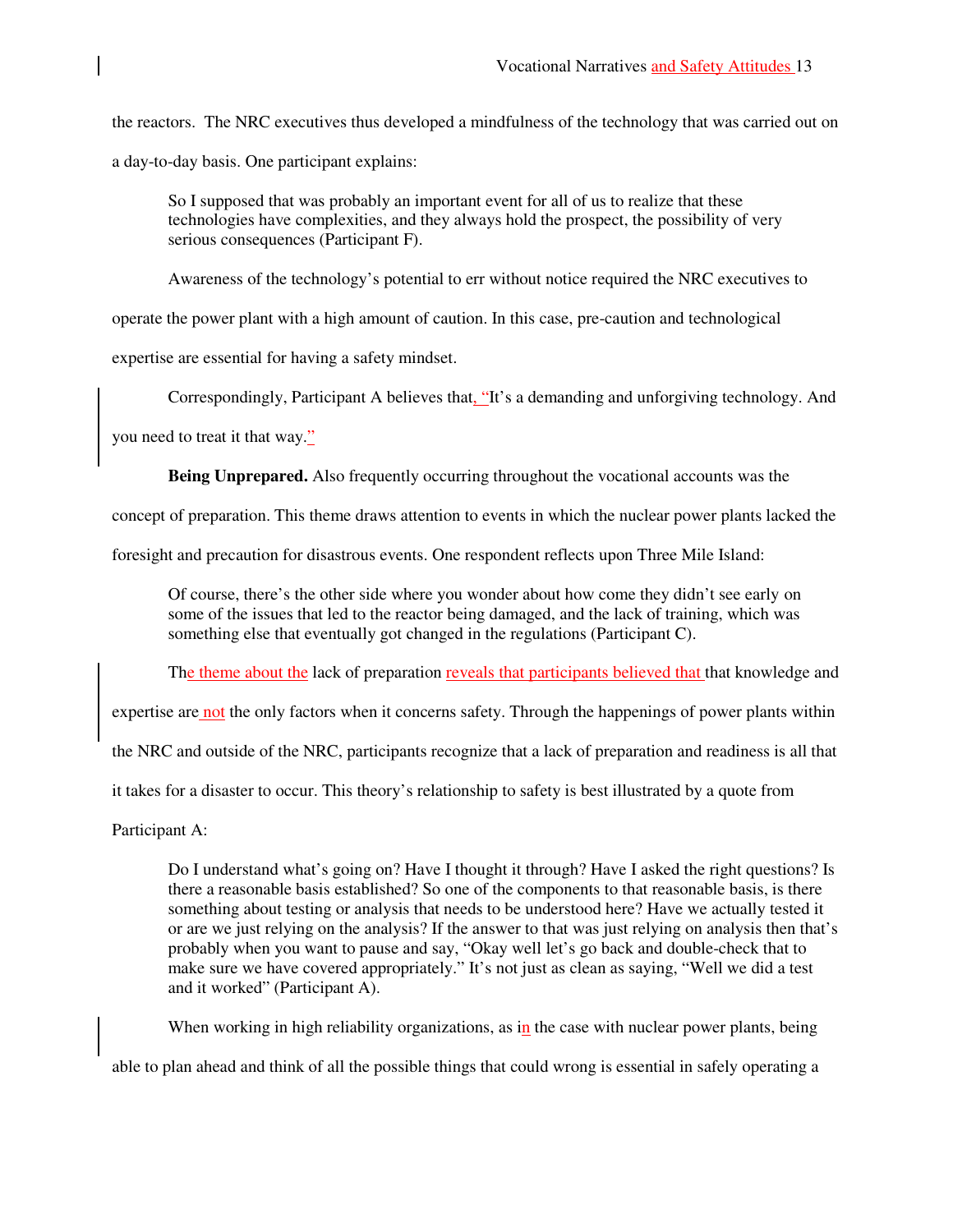the reactors. The NRC executives thus developed a mindfulness of the technology that was carried out on a day-to-day basis. One participant explains:

> So I supposed that was probably an important event for all of us to realize that these technologies have complexities, and they always hold the prospect, the possibility of very serious consequences (Participant F).

Awareness of the technology's potential to err without notice required the NRC executives to operate the power plant with a high amount of caution. In this case, pre-caution and technological expertise are essential for having a safety mindset.

Correspondingly, Participant A believes that, "It's a demanding and unforgiving technology. And you need to treat it that way."

**Being Unprepared.** Also frequently occurring throughout the vocational accounts was the concept of preparation. This theme draws attention to events in which the nuclear power plants lacked the foresight and precaution for disastrous events. One respondent reflects upon Three Mile Island:

> Of course, there's the other side where you wonder about how come they didn't see early on some of the issues that led to the reactor being damaged, and the lack of training, which was something else that eventually got changed in the regulations (Participant C).

The theme about the lack of preparation reveals that participants believed that that knowledge and expertise are not the only factors when it concerns safety. Through the happenings of power plants within the NRC and outside of the NRC, participants recognize that a lack of preparation and readiness is all that it takes for a disaster to occur. This theory's relationship to safety is best illustrated by a quote from Participant A:

> Do I understand what's going on? Have I thought it through? Have I asked the right questions? Is there a reasonable basis established? So one of the components to that reasonable basis, is there something about testing or analysis that needs to be understood here? Have we actually tested it or are we just relying on the analysis? If the answer to that was just relying on analysis then that's probably when you want to pause and say, "Okay well let's go back and double-check that to make sure we have covered appropriately." It's not just as clean as saying, "Well we did a test and it worked" (Participant A).

When working in high reliability organizations, as in the case with nuclear power plants, being able to plan ahead and think of all the possible things that could wrong is essential in safely operating a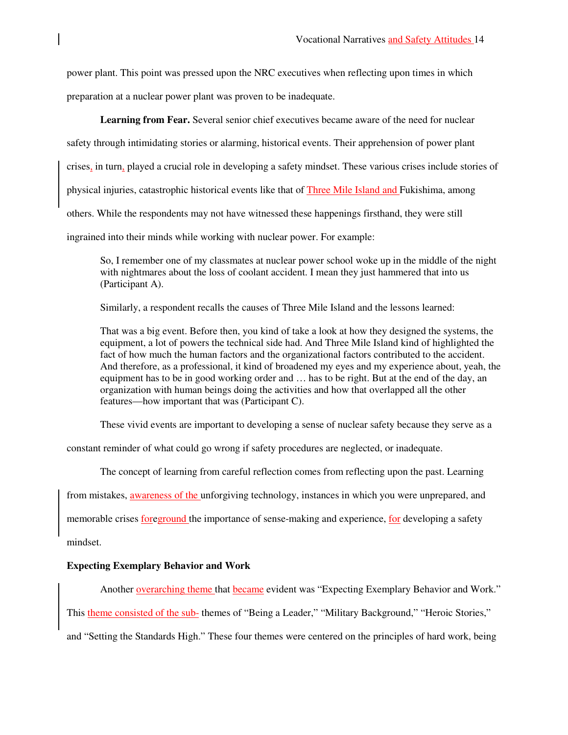power plant. This point was pressed upon the NRC executives when reflecting upon times in which preparation at a nuclear power plant was proven to be inadequate.

**Learning from Fear.** Several senior chief executives became aware of the need for nuclear safety through intimidating stories or alarming, historical events. Their apprehension of power plant crises, in turn, played a crucial role in developing a safety mindset. These various crises include stories of physical injuries, catastrophic historical events like that of Three Mile Island and Fukishima, among others. While the respondents may not have witnessed these happenings firsthand, they were still ingrained into their minds while working with nuclear power. For example:

> So, I remember one of my classmates at nuclear power school woke up in the middle of the night with nightmares about the loss of coolant accident. I mean they just hammered that into us (Participant A).
>
> Similarly, a respondent recalls the causes of Three Mile Island and the lessons learned:
>
> That was a big event. Before then, you kind of take a look at how they designed the systems, the equipment, a lot of powers the technical side had. And Three Mile Island kind of highlighted the fact of how much the human factors and the organizational factors contributed to the accident. And therefore, as a professional, it kind of broadened my eyes and my experience about, yeah, the equipment has to be in good working order and … has to be right. But at the end of the day, an organization with human beings doing the activities and how that overlapped all the other features—how important that was (Participant C).

These vivid events are important to developing a sense of nuclear safety because they serve as a constant reminder of what could go wrong if safety procedures are neglected, or inadequate.

The concept of learning from careful reflection comes from reflecting upon the past. Learning from mistakes, awareness of the unforgiving technology, instances in which you were unprepared, and memorable crises foreground the importance of sense-making and experience, for developing a safety mindset.

### Expecting Exemplary Behavior and Work

Another overarching theme that became evident was "Expecting Exemplary Behavior and Work." This theme consisted of the sub- themes of "Being a Leader," "Military Background," "Heroic Stories," and "Setting the Standards High." These four themes were centered on the principles of hard work, being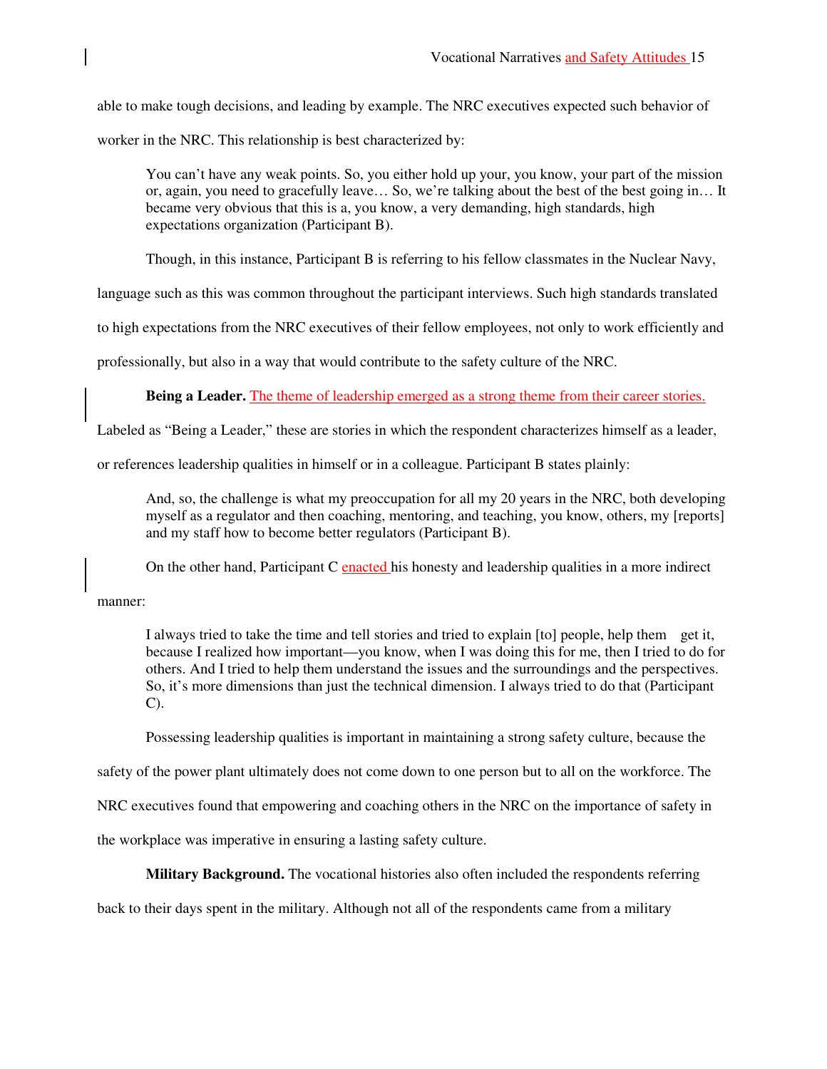able to make tough decisions, and leading by example. The NRC executives expected such behavior of worker in the NRC. This relationship is best characterized by:

> You can't have any weak points. So, you either hold up your, you know, your part of the mission or, again, you need to gracefully leave… So, we're talking about the best of the best going in… It became very obvious that this is a, you know, a very demanding, high standards, high expectations organization (Participant B).

Though, in this instance, Participant B is referring to his fellow classmates in the Nuclear Navy, language such as this was common throughout the participant interviews. Such high standards translated to high expectations from the NRC executives of their fellow employees, not only to work efficiently and professionally, but also in a way that would contribute to the safety culture of the NRC.

**Being a Leader.** The theme of leadership emerged as a strong theme from their career stories. Labeled as "Being a Leader," these are stories in which the respondent characterizes himself as a leader, or references leadership qualities in himself or in a colleague. Participant B states plainly:

> And, so, the challenge is what my preoccupation for all my 20 years in the NRC, both developing myself as a regulator and then coaching, mentoring, and teaching, you know, others, my [reports] and my staff how to become better regulators (Participant B).

On the other hand, Participant C enacted his honesty and leadership qualities in a more indirect manner:

> I always tried to take the time and tell stories and tried to explain [to] people, help them get it, because I realized how important—you know, when I was doing this for me, then I tried to do for others. And I tried to help them understand the issues and the surroundings and the perspectives. So, it's more dimensions than just the technical dimension. I always tried to do that (Participant C).

Possessing leadership qualities is important in maintaining a strong safety culture, because the safety of the power plant ultimately does not come down to one person but to all on the workforce. The NRC executives found that empowering and coaching others in the NRC on the importance of safety in the workplace was imperative in ensuring a lasting safety culture.

**Military Background.** The vocational histories also often included the respondents referring back to their days spent in the military. Although not all of the respondents came from a military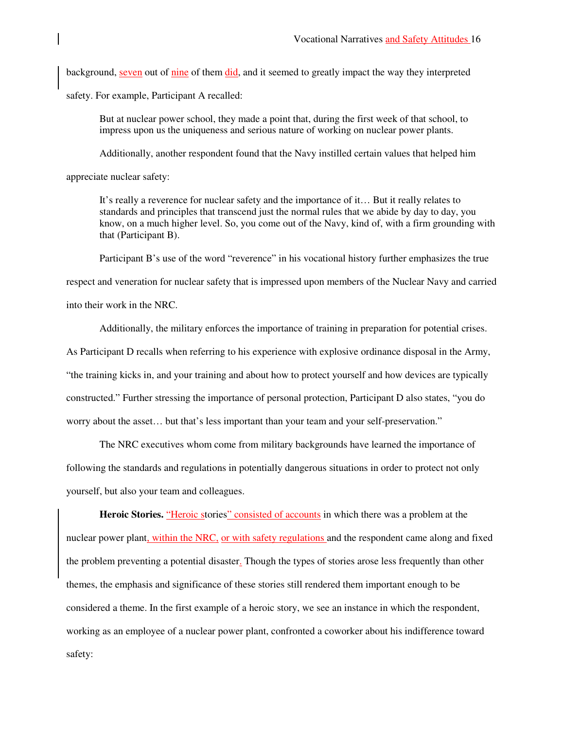background, seven out of nine of them did, and it seemed to greatly impact the way they interpreted safety. For example, Participant A recalled:

> But at nuclear power school, they made a point that, during the first week of that school, to impress upon us the uniqueness and serious nature of working on nuclear power plants.

Additionally, another respondent found that the Navy instilled certain values that helped him appreciate nuclear safety:

> It's really a reverence for nuclear safety and the importance of it… But it really relates to standards and principles that transcend just the normal rules that we abide by day to day, you know, on a much higher level. So, you come out of the Navy, kind of, with a firm grounding with that (Participant B).

Participant B's use of the word "reverence" in his vocational history further emphasizes the true respect and veneration for nuclear safety that is impressed upon members of the Nuclear Navy and carried into their work in the NRC.

Additionally, the military enforces the importance of training in preparation for potential crises. As Participant D recalls when referring to his experience with explosive ordinance disposal in the Army, "the training kicks in, and your training and about how to protect yourself and how devices are typically constructed." Further stressing the importance of personal protection, Participant D also states, "you do worry about the asset… but that's less important than your team and your self-preservation."

The NRC executives whom come from military backgrounds have learned the importance of following the standards and regulations in potentially dangerous situations in order to protect not only yourself, but also your team and colleagues.

**Heroic Stories.** "Heroic stories" consisted of accounts in which there was a problem at the nuclear power plant, within the NRC, or with safety regulations and the respondent came along and fixed the problem preventing a potential disaster. Though the types of stories arose less frequently than other themes, the emphasis and significance of these stories still rendered them important enough to be considered a theme. In the first example of a heroic story, we see an instance in which the respondent, working as an employee of a nuclear power plant, confronted a coworker about his indifference toward safety: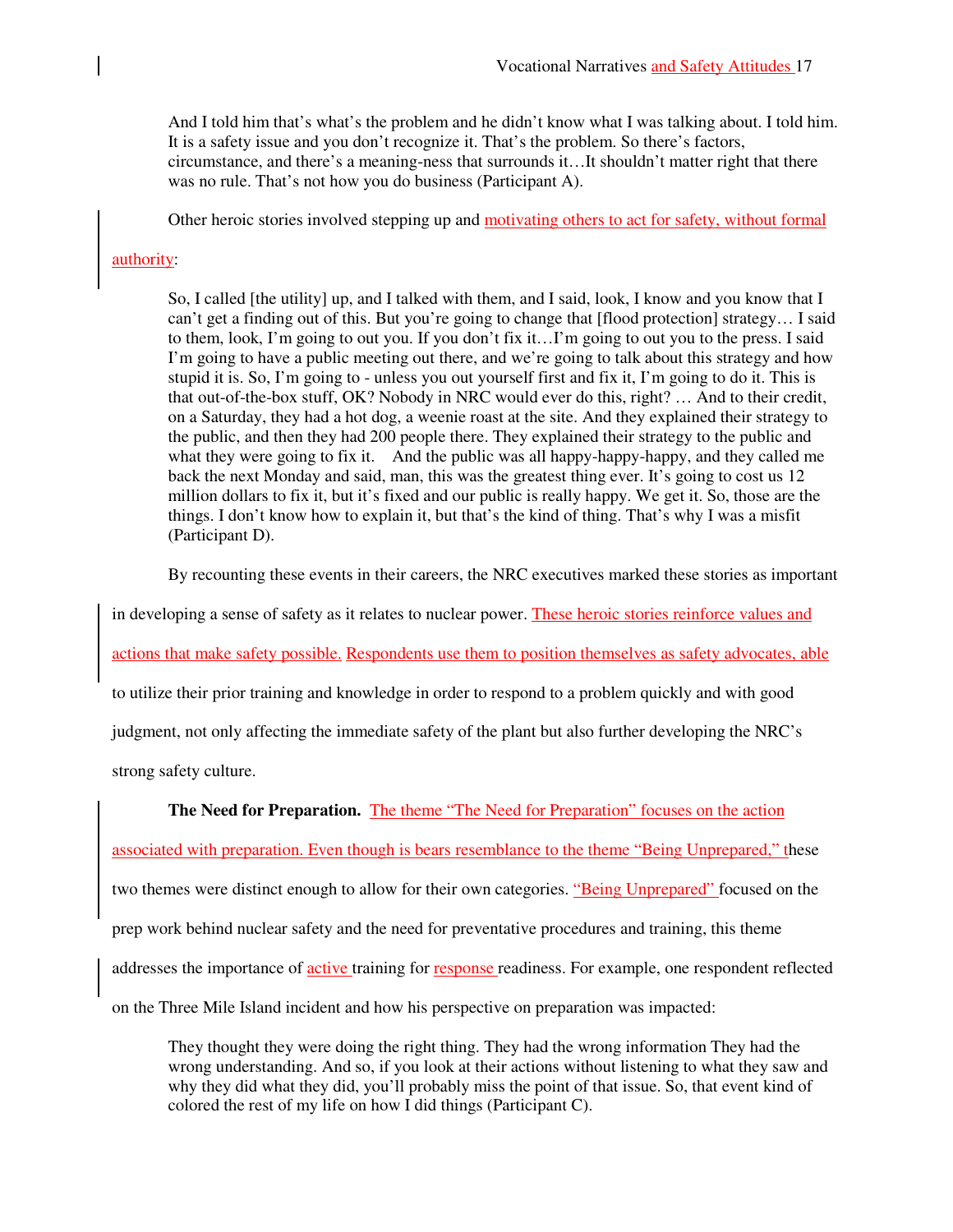> And I told him that's what's the problem and he didn't know what I was talking about. I told him. It is a safety issue and you don't recognize it. That's the problem. So there's factors, circumstance, and there's a meaning-ness that surrounds it…It shouldn't matter right that there was no rule. That's not how you do business (Participant A).

Other heroic stories involved stepping up and motivating others to act for safety, without formal authority:

> So, I called [the utility] up, and I talked with them, and I said, look, I know and you know that I can't get a finding out of this. But you're going to change that [flood protection] strategy… I said to them, look, I'm going to out you. If you don't fix it…I'm going to out you to the press. I said I'm going to have a public meeting out there, and we're going to talk about this strategy and how stupid it is. So, I'm going to - unless you out yourself first and fix it, I'm going to do it. This is that out-of-the-box stuff, OK? Nobody in NRC would ever do this, right? … And to their credit, on a Saturday, they had a hot dog, a weenie roast at the site. And they explained their strategy to the public, and then they had 200 people there. They explained their strategy to the public and what they were going to fix it. And the public was all happy-happy-happy, and they called me back the next Monday and said, man, this was the greatest thing ever. It's going to cost us 12 million dollars to fix it, but it's fixed and our public is really happy. We get it. So, those are the things. I don't know how to explain it, but that's the kind of thing. That's why I was a misfit (Participant D).

By recounting these events in their careers, the NRC executives marked these stories as important in developing a sense of safety as it relates to nuclear power. These heroic stories reinforce values and actions that make safety possible. Respondents use them to position themselves as safety advocates, able to utilize their prior training and knowledge in order to respond to a problem quickly and with good judgment, not only affecting the immediate safety of the plant but also further developing the NRC's strong safety culture.

**The Need for Preparation.** The theme "The Need for Preparation" focuses on the action associated with preparation. Even though is bears resemblance to the theme "Being Unprepared," these two themes were distinct enough to allow for their own categories. "Being Unprepared" focused on the prep work behind nuclear safety and the need for preventative procedures and training, this theme addresses the importance of active training for response readiness. For example, one respondent reflected on the Three Mile Island incident and how his perspective on preparation was impacted:

> They thought they were doing the right thing. They had the wrong information They had the wrong understanding. And so, if you look at their actions without listening to what they saw and why they did what they did, you'll probably miss the point of that issue. So, that event kind of colored the rest of my life on how I did things (Participant C).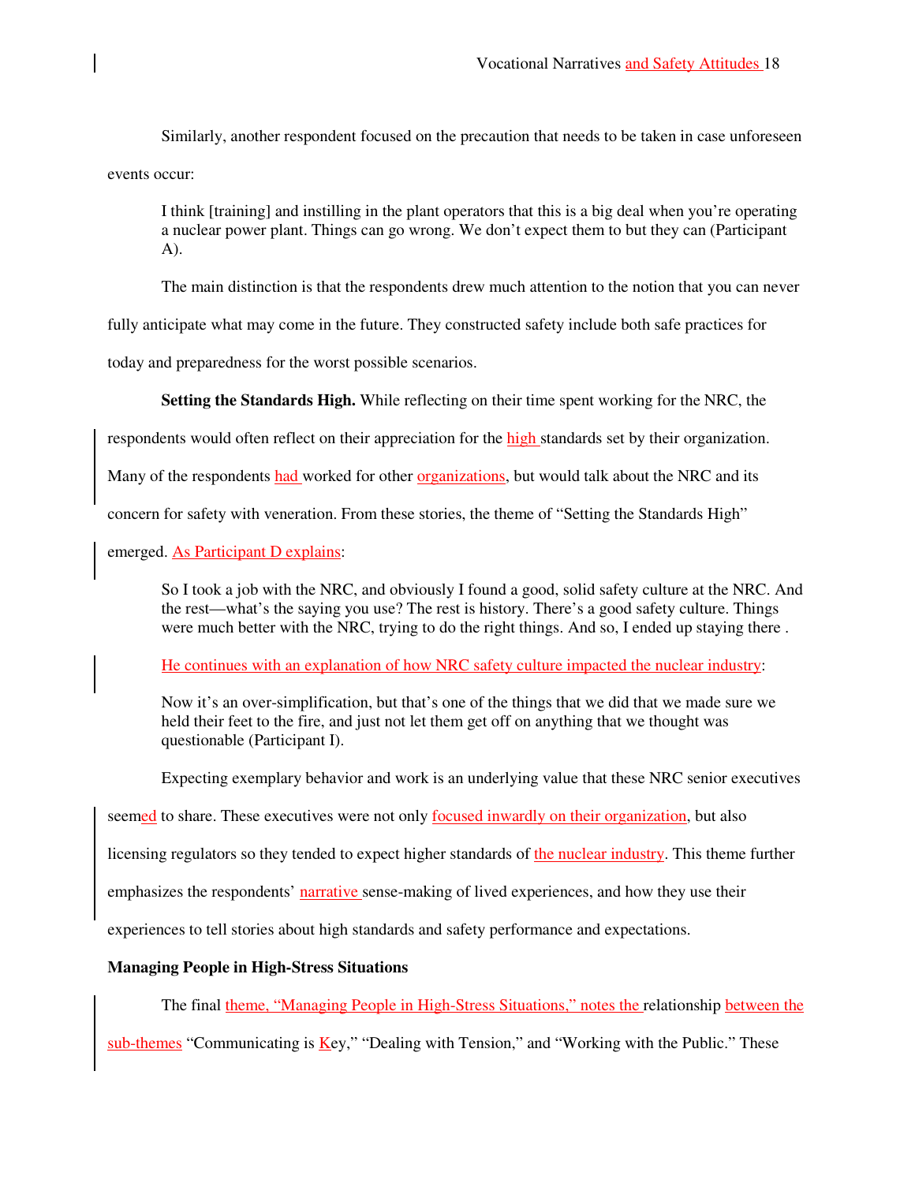Similarly, another respondent focused on the precaution that needs to be taken in case unforeseen events occur:

> I think [training] and instilling in the plant operators that this is a big deal when you're operating a nuclear power plant. Things can go wrong. We don't expect them to but they can (Participant A).

The main distinction is that the respondents drew much attention to the notion that you can never fully anticipate what may come in the future. They constructed safety include both safe practices for today and preparedness for the worst possible scenarios.

**Setting the Standards High.** While reflecting on their time spent working for the NRC, the respondents would often reflect on their appreciation for the high standards set by their organization. Many of the respondents had worked for other organizations, but would talk about the NRC and its concern for safety with veneration. From these stories, the theme of "Setting the Standards High" emerged. As Participant D explains:

> So I took a job with the NRC, and obviously I found a good, solid safety culture at the NRC. And the rest—what's the saying you use? The rest is history. There's a good safety culture. Things were much better with the NRC, trying to do the right things. And so, I ended up staying there .

He continues with an explanation of how NRC safety culture impacted the nuclear industry:

> Now it's an over-simplification, but that's one of the things that we did that we made sure we held their feet to the fire, and just not let them get off on anything that we thought was questionable (Participant I).

Expecting exemplary behavior and work is an underlying value that these NRC senior executives seemed to share. These executives were not only focused inwardly on their organization, but also licensing regulators so they tended to expect higher standards of the nuclear industry. This theme further emphasizes the respondents' narrative sense-making of lived experiences, and how they use their experiences to tell stories about high standards and safety performance and expectations.

**Managing People in High-Stress Situations**

The final theme, "Managing People in High-Stress Situations," notes the relationship between the sub-themes "Communicating is Key," "Dealing with Tension," and "Working with the Public." These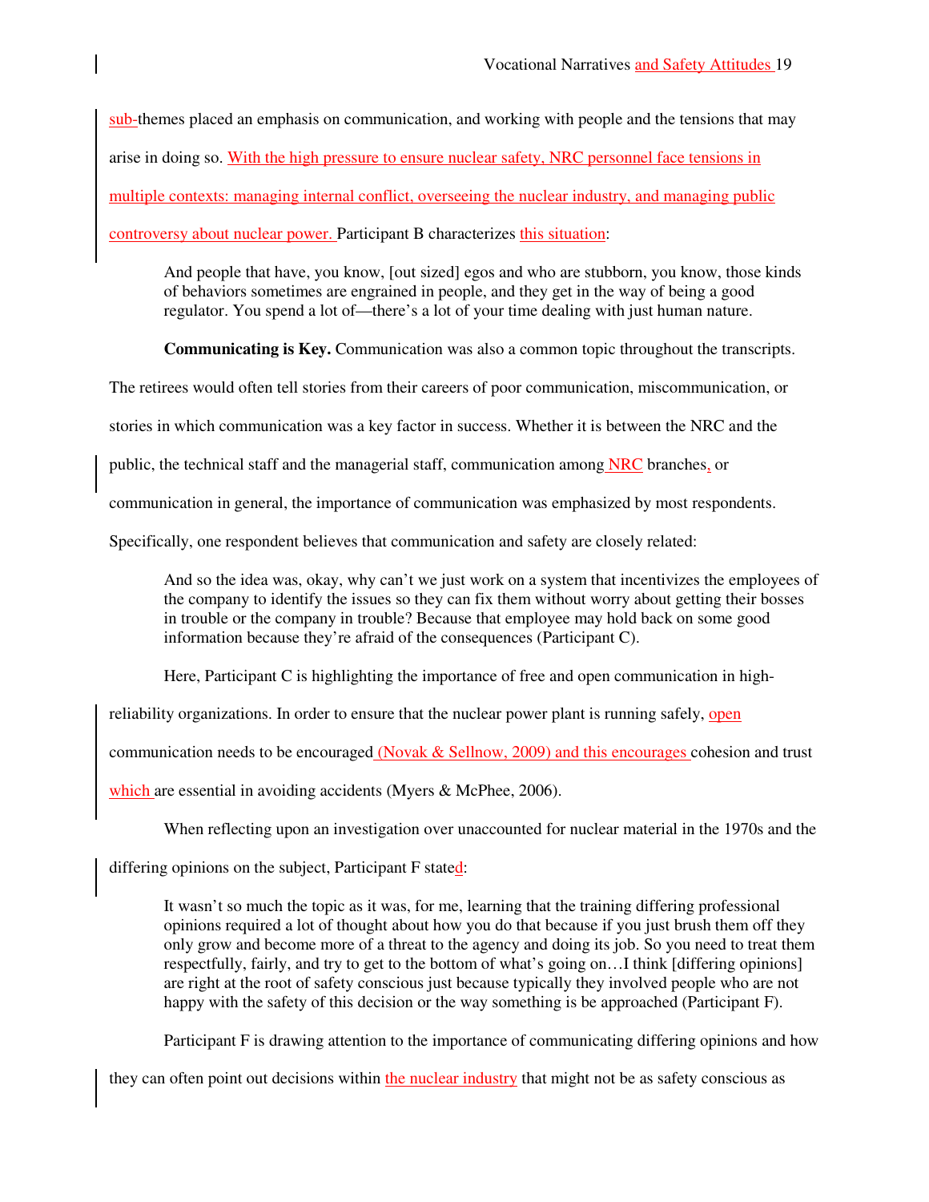sub-themes placed an emphasis on communication, and working with people and the tensions that may arise in doing so. With the high pressure to ensure nuclear safety, NRC personnel face tensions in multiple contexts: managing internal conflict, overseeing the nuclear industry, and managing public controversy about nuclear power. Participant B characterizes this situation:

> And people that have, you know, [out sized] egos and who are stubborn, you know, those kinds of behaviors sometimes are engrained in people, and they get in the way of being a good regulator. You spend a lot of—there's a lot of your time dealing with just human nature.

**Communicating is Key.** Communication was also a common topic throughout the transcripts. The retirees would often tell stories from their careers of poor communication, miscommunication, or stories in which communication was a key factor in success. Whether it is between the NRC and the public, the technical staff and the managerial staff, communication among NRC branches, or communication in general, the importance of communication was emphasized by most respondents. Specifically, one respondent believes that communication and safety are closely related:

> And so the idea was, okay, why can't we just work on a system that incentivizes the employees of the company to identify the issues so they can fix them without worry about getting their bosses in trouble or the company in trouble? Because that employee may hold back on some good information because they're afraid of the consequences (Participant C).

Here, Participant C is highlighting the importance of free and open communication in high-reliability organizations. In order to ensure that the nuclear power plant is running safely, open communication needs to be encouraged (Novak & Sellnow, 2009) and this encourages cohesion and trust which are essential in avoiding accidents (Myers & McPhee, 2006).

When reflecting upon an investigation over unaccounted for nuclear material in the 1970s and the differing opinions on the subject, Participant F stated:

> It wasn't so much the topic as it was, for me, learning that the training differing professional opinions required a lot of thought about how you do that because if you just brush them off they only grow and become more of a threat to the agency and doing its job. So you need to treat them respectfully, fairly, and try to get to the bottom of what's going on…I think [differing opinions] are right at the root of safety conscious just because typically they involved people who are not happy with the safety of this decision or the way something is be approached (Participant F).

Participant F is drawing attention to the importance of communicating differing opinions and how they can often point out decisions within the nuclear industry that might not be as safety conscious as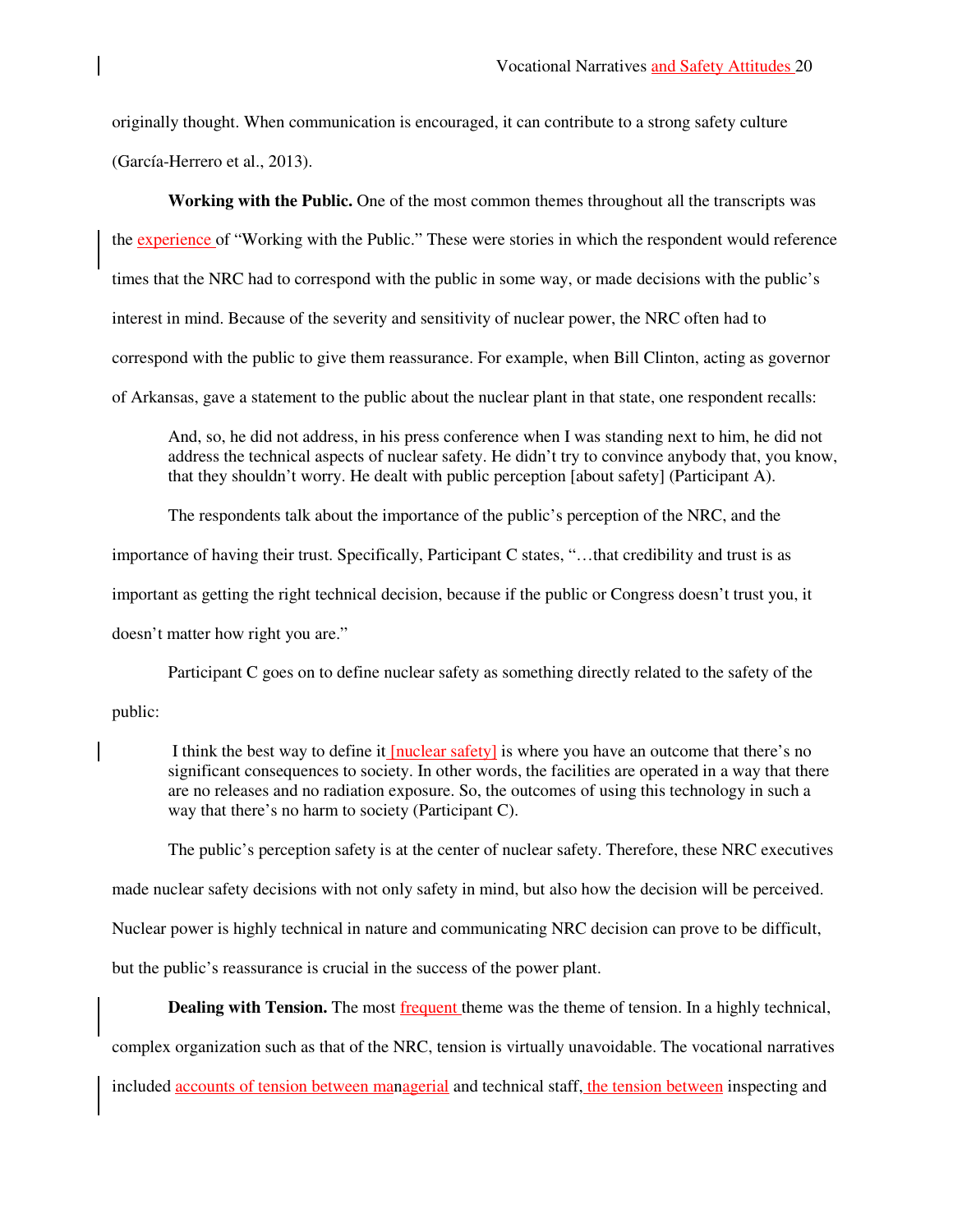originally thought. When communication is encouraged, it can contribute to a strong safety culture (García-Herrero et al., 2013).

**Working with the Public.** One of the most common themes throughout all the transcripts was the experience of "Working with the Public." These were stories in which the respondent would reference times that the NRC had to correspond with the public in some way, or made decisions with the public's interest in mind. Because of the severity and sensitivity of nuclear power, the NRC often had to correspond with the public to give them reassurance. For example, when Bill Clinton, acting as governor of Arkansas, gave a statement to the public about the nuclear plant in that state, one respondent recalls:

> And, so, he did not address, in his press conference when I was standing next to him, he did not address the technical aspects of nuclear safety. He didn't try to convince anybody that, you know, that they shouldn't worry. He dealt with public perception [about safety] (Participant A).

The respondents talk about the importance of the public's perception of the NRC, and the importance of having their trust. Specifically, Participant C states, "…that credibility and trust is as important as getting the right technical decision, because if the public or Congress doesn't trust you, it doesn't matter how right you are."

Participant C goes on to define nuclear safety as something directly related to the safety of the public:

> I think the best way to define it [nuclear safety] is where you have an outcome that there's no significant consequences to society. In other words, the facilities are operated in a way that there are no releases and no radiation exposure. So, the outcomes of using this technology in such a way that there's no harm to society (Participant C).

The public's perception safety is at the center of nuclear safety. Therefore, these NRC executives made nuclear safety decisions with not only safety in mind, but also how the decision will be perceived. Nuclear power is highly technical in nature and communicating NRC decision can prove to be difficult, but the public's reassurance is crucial in the success of the power plant.

**Dealing with Tension.** The most frequent theme was the theme of tension. In a highly technical, complex organization such as that of the NRC, tension is virtually unavoidable. The vocational narratives included accounts of tension between managerial and technical staff, the tension between inspecting and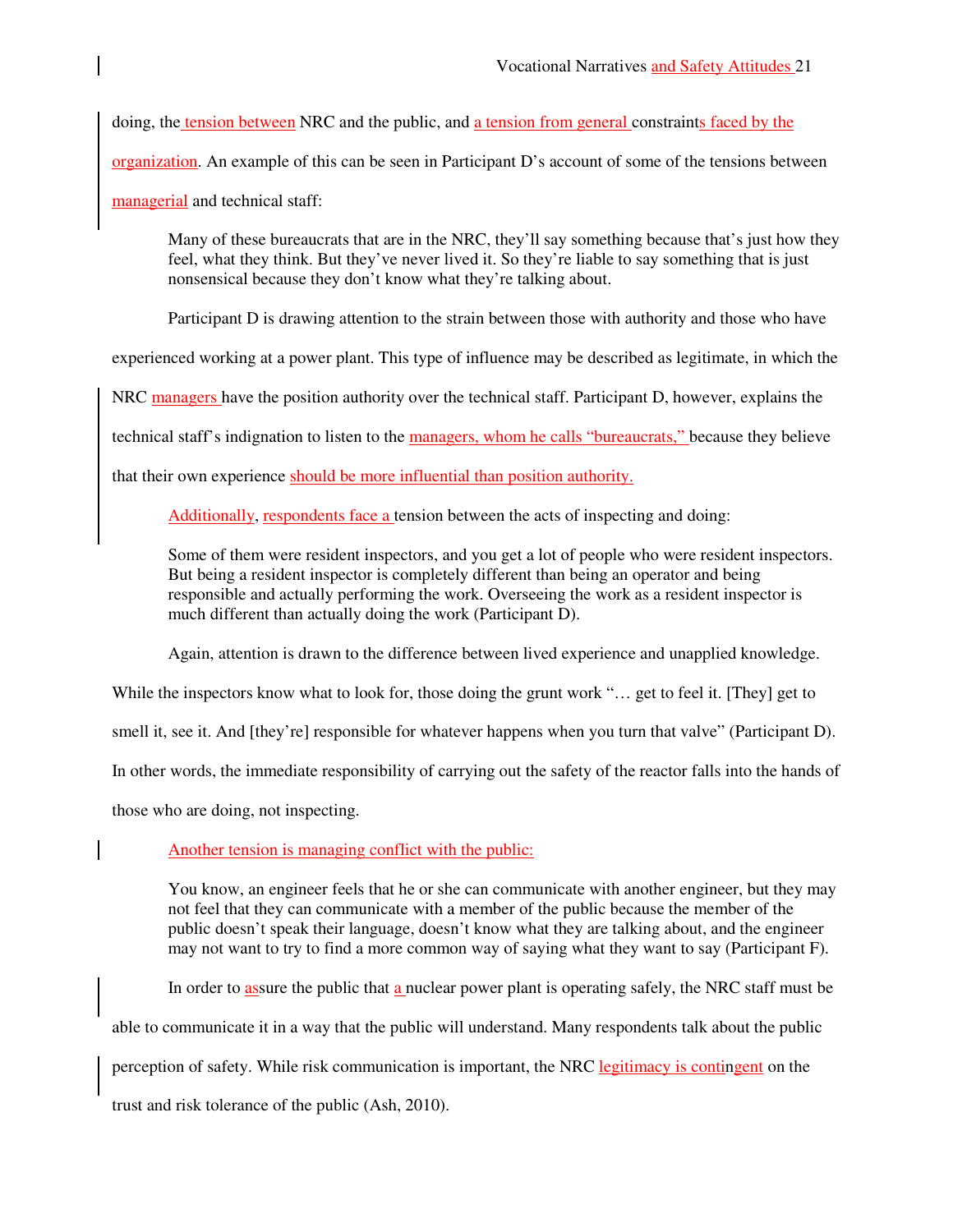doing, the tension between NRC and the public, and a tension from general constraints faced by the organization. An example of this can be seen in Participant D's account of some of the tensions between managerial and technical staff:

> Many of these bureaucrats that are in the NRC, they'll say something because that's just how they feel, what they think. But they've never lived it. So they're liable to say something that is just nonsensical because they don't know what they're talking about.

Participant D is drawing attention to the strain between those with authority and those who have experienced working at a power plant. This type of influence may be described as legitimate, in which the NRC managers have the position authority over the technical staff. Participant D, however, explains the technical staff's indignation to listen to the managers, whom he calls "bureaucrats," because they believe that their own experience should be more influential than position authority.

Additionally, respondents face a tension between the acts of inspecting and doing:

> Some of them were resident inspectors, and you get a lot of people who were resident inspectors. But being a resident inspector is completely different than being an operator and being responsible and actually performing the work. Overseeing the work as a resident inspector is much different than actually doing the work (Participant D).

Again, attention is drawn to the difference between lived experience and unapplied knowledge. While the inspectors know what to look for, those doing the grunt work "… get to feel it. [They] get to smell it, see it. And [they're] responsible for whatever happens when you turn that valve" (Participant D). In other words, the immediate responsibility of carrying out the safety of the reactor falls into the hands of those who are doing, not inspecting.

Another tension is managing conflict with the public:

> You know, an engineer feels that he or she can communicate with another engineer, but they may not feel that they can communicate with a member of the public because the member of the public doesn't speak their language, doesn't know what they are talking about, and the engineer may not want to try to find a more common way of saying what they want to say (Participant F).

In order to assure the public that a nuclear power plant is operating safely, the NRC staff must be able to communicate it in a way that the public will understand. Many respondents talk about the public perception of safety. While risk communication is important, the NRC legitimacy is contingent on the trust and risk tolerance of the public (Ash, 2010).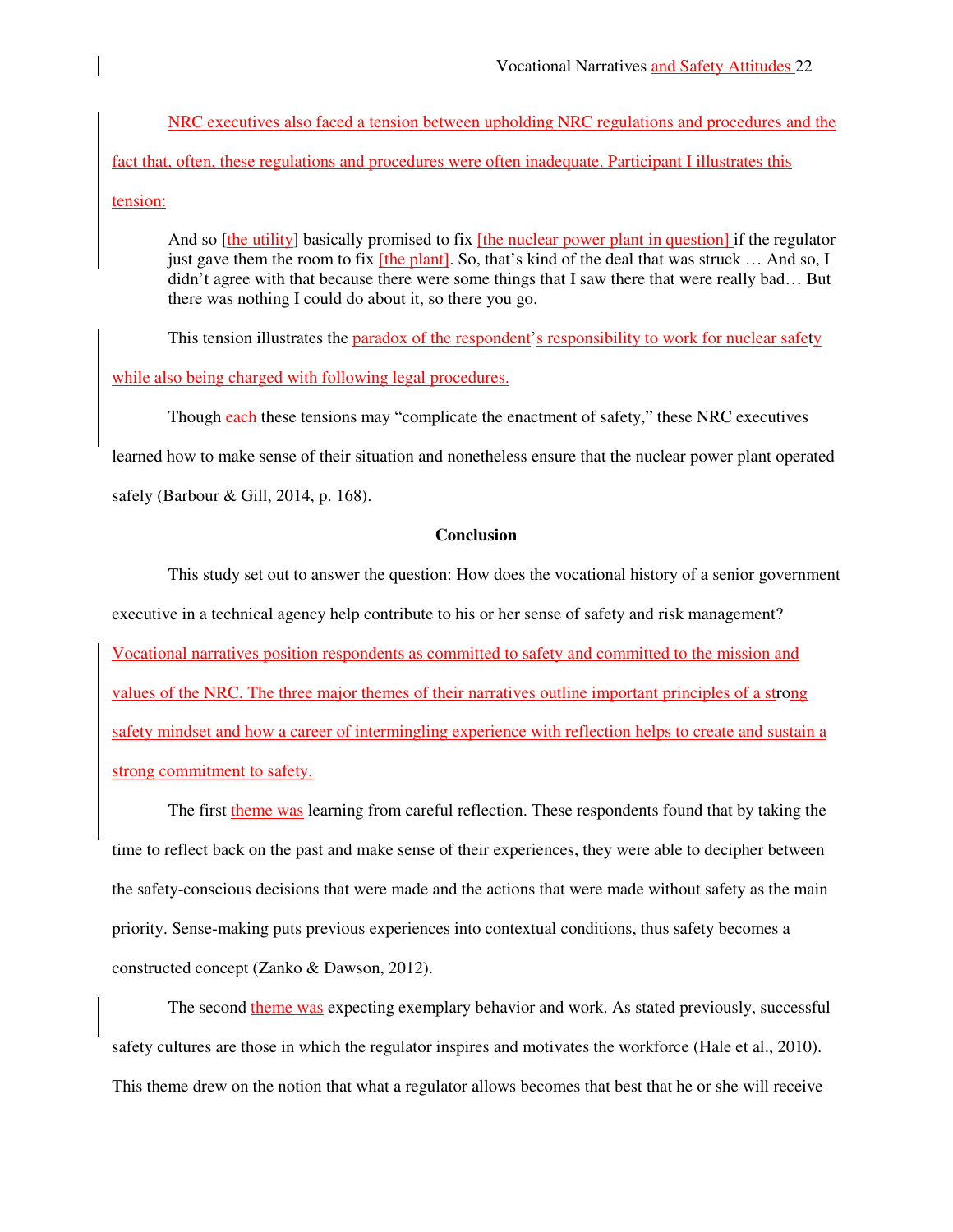NRC executives also faced a tension between upholding NRC regulations and procedures and the fact that, often, these regulations and procedures were often inadequate. Participant I illustrates this tension:

> And so [the utility] basically promised to fix [the nuclear power plant in question] if the regulator just gave them the room to fix [the plant]. So, that's kind of the deal that was struck … And so, I didn't agree with that because there were some things that I saw there that were really bad… But there was nothing I could do about it, so there you go.

This tension illustrates the paradox of the respondent's responsibility to work for nuclear safety while also being charged with following legal procedures.

Though each these tensions may "complicate the enactment of safety," these NRC executives learned how to make sense of their situation and nonetheless ensure that the nuclear power plant operated safely (Barbour & Gill, 2014, p. 168).

## Conclusion

This study set out to answer the question: How does the vocational history of a senior government executive in a technical agency help contribute to his or her sense of safety and risk management? Vocational narratives position respondents as committed to safety and committed to the mission and values of the NRC. The three major themes of their narratives outline important principles of a strong safety mindset and how a career of intermingling experience with reflection helps to create and sustain a strong commitment to safety.

The first theme was learning from careful reflection. These respondents found that by taking the time to reflect back on the past and make sense of their experiences, they were able to decipher between the safety-conscious decisions that were made and the actions that were made without safety as the main priority. Sense-making puts previous experiences into contextual conditions, thus safety becomes a constructed concept (Zanko & Dawson, 2012).

The second theme was expecting exemplary behavior and work. As stated previously, successful safety cultures are those in which the regulator inspires and motivates the workforce (Hale et al., 2010). This theme drew on the notion that what a regulator allows becomes that best that he or she will receive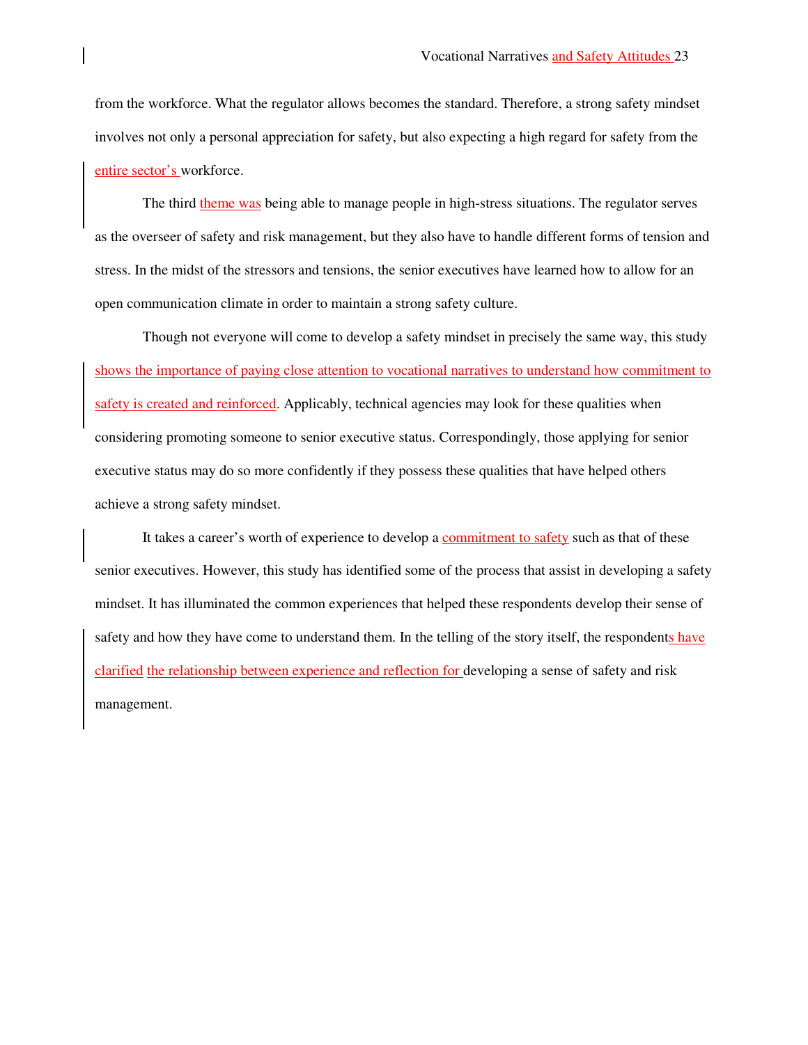from the workforce. What the regulator allows becomes the standard. Therefore, a strong safety mindset involves not only a personal appreciation for safety, but also expecting a high regard for safety from the entire sector's workforce.

The third theme was being able to manage people in high-stress situations. The regulator serves as the overseer of safety and risk management, but they also have to handle different forms of tension and stress. In the midst of the stressors and tensions, the senior executives have learned how to allow for an open communication climate in order to maintain a strong safety culture.

Though not everyone will come to develop a safety mindset in precisely the same way, this study shows the importance of paying close attention to vocational narratives to understand how commitment to safety is created and reinforced. Applicably, technical agencies may look for these qualities when considering promoting someone to senior executive status. Correspondingly, those applying for senior executive status may do so more confidently if they possess these qualities that have helped others achieve a strong safety mindset.

It takes a career's worth of experience to develop a commitment to safety such as that of these senior executives. However, this study has identified some of the process that assist in developing a safety mindset. It has illuminated the common experiences that helped these respondents develop their sense of safety and how they have come to understand them. In the telling of the story itself, the respondents have clarified the relationship between experience and reflection for developing a sense of safety and risk management.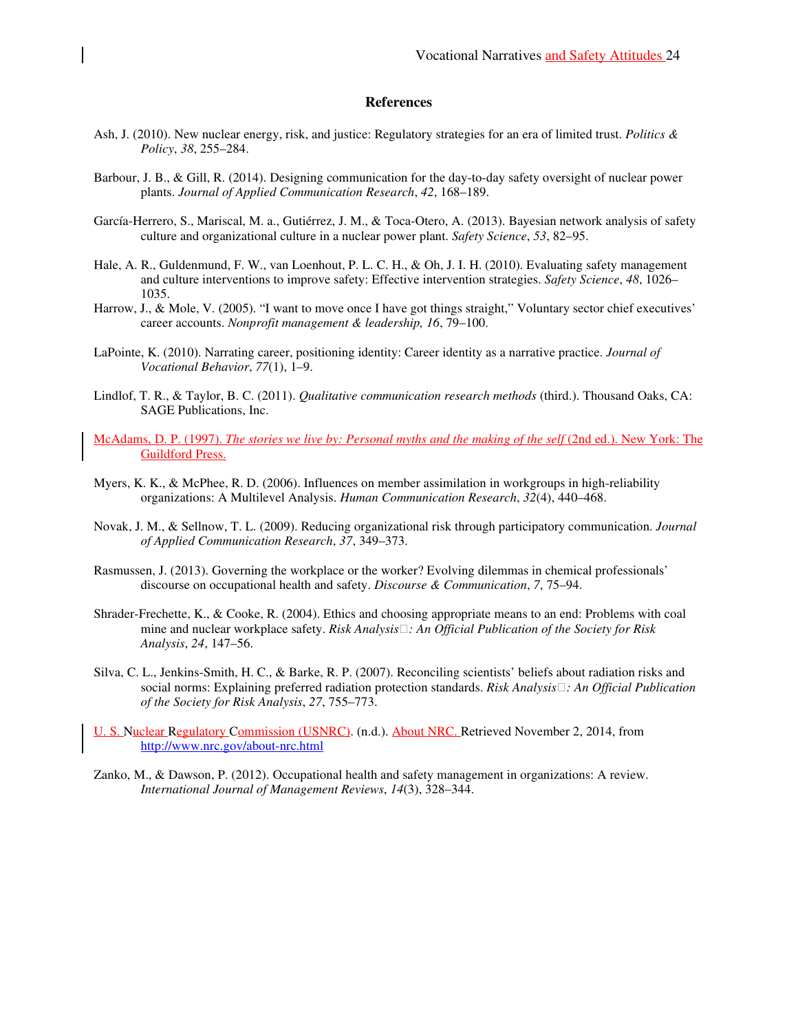# References

Ash, J. (2010). New nuclear energy, risk, and justice: Regulatory strategies for an era of limited trust. *Politics & Policy*, *38*, 255–284.

Barbour, J. B., & Gill, R. (2014). Designing communication for the day-to-day safety oversight of nuclear power plants. *Journal of Applied Communication Research*, *42*, 168–189.

García-Herrero, S., Mariscal, M. a., Gutiérrez, J. M., & Toca-Otero, A. (2013). Bayesian network analysis of safety culture and organizational culture in a nuclear power plant. *Safety Science*, *53*, 82–95.

Hale, A. R., Guldenmund, F. W., van Loenhout, P. L. C. H., & Oh, J. I. H. (2010). Evaluating safety management and culture interventions to improve safety: Effective intervention strategies. *Safety Science*, *48*, 1026–1035.

Harrow, J., & Mole, V. (2005). "I want to move once I have got things straight," Voluntary sector chief executives' career accounts. *Nonprofit management & leadership, 16*, 79–100.

LaPointe, K. (2010). Narrating career, positioning identity: Career identity as a narrative practice. *Journal of Vocational Behavior*, *77*(1), 1–9.

Lindlof, T. R., & Taylor, B. C. (2011). *Qualitative communication research methods* (third.). Thousand Oaks, CA: SAGE Publications, Inc.

McAdams, D. P. (1997). *The stories we live by: Personal myths and the making of the self* (2nd ed.). New York: The Guildford Press.

Myers, K. K., & McPhee, R. D. (2006). Influences on member assimilation in workgroups in high-reliability organizations: A Multilevel Analysis. *Human Communication Research*, *32*(4), 440–468.

Novak, J. M., & Sellnow, T. L. (2009). Reducing organizational risk through participatory communication. *Journal of Applied Communication Research*, *37*, 349–373.

Rasmussen, J. (2013). Governing the workplace or the worker? Evolving dilemmas in chemical professionals' discourse on occupational health and safety. *Discourse & Communication*, *7*, 75–94.

Shrader-Frechette, K., & Cooke, R. (2004). Ethics and choosing appropriate means to an end: Problems with coal mine and nuclear workplace safety. *Risk Analysis□: An Official Publication of the Society for Risk Analysis*, *24*, 147–56.

Silva, C. L., Jenkins-Smith, H. C., & Barke, R. P. (2007). Reconciling scientists' beliefs about radiation risks and social norms: Explaining preferred radiation protection standards. *Risk Analysis□: An Official Publication of the Society for Risk Analysis*, *27*, 755–773.

U. S. Nuclear Regulatory Commission (USNRC). (n.d.). About NRC. Retrieved November 2, 2014, from http://www.nrc.gov/about-nrc.html

Zanko, M., & Dawson, P. (2012). Occupational health and safety management in organizations: A review. *International Journal of Management Reviews*, *14*(3), 328–344.